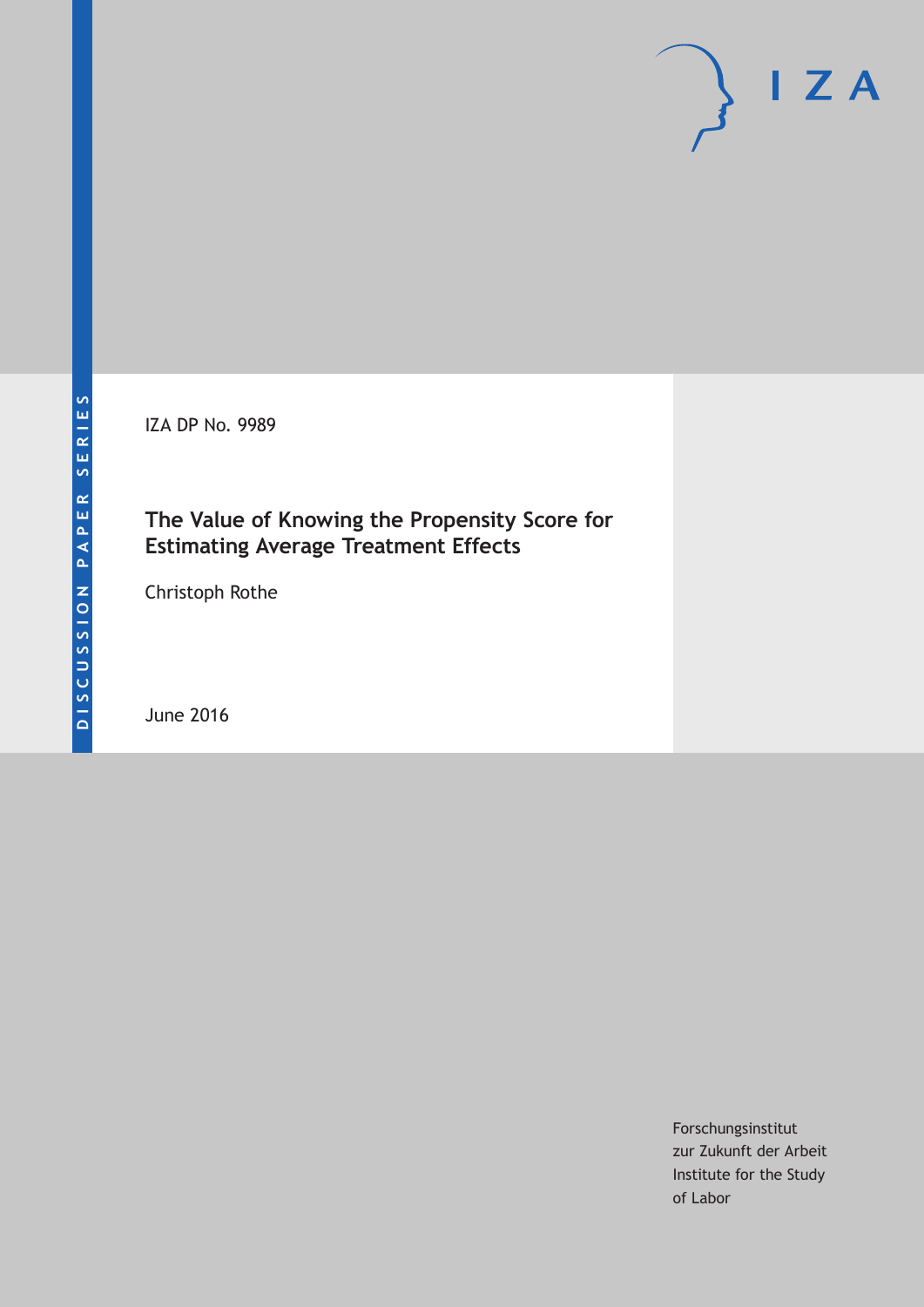DISCUSSION PAPER SERIES

IZA

IZA DP No. 9989

# The Value of Knowing the Propensity Score for Estimating Average Treatment Effects

Christoph Rothe

June 2016

Forschungsinstitut
zur Zukunft der Arbeit
Institute for the Study
of Labor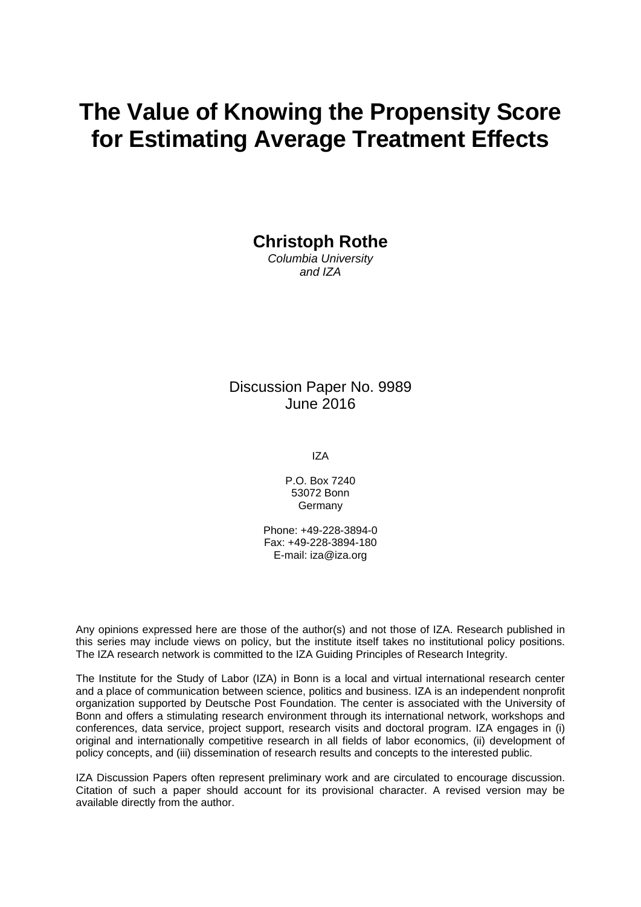# The Value of Knowing the Propensity Score for Estimating Average Treatment Effects

**Christoph Rothe**
*Columbia University and IZA*

Discussion Paper No. 9989
June 2016

IZA

P.O. Box 7240
53072 Bonn
Germany

Phone: +49-228-3894-0
Fax: +49-228-3894-180
E-mail: iza@iza.org

Any opinions expressed here are those of the author(s) and not those of IZA. Research published in this series may include views on policy, but the institute itself takes no institutional policy positions. The IZA research network is committed to the IZA Guiding Principles of Research Integrity.

The Institute for the Study of Labor (IZA) in Bonn is a local and virtual international research center and a place of communication between science, politics and business. IZA is an independent nonprofit organization supported by Deutsche Post Foundation. The center is associated with the University of Bonn and offers a stimulating research environment through its international network, workshops and conferences, data service, project support, research visits and doctoral program. IZA engages in (i) original and internationally competitive research in all fields of labor economics, (ii) development of policy concepts, and (iii) dissemination of research results and concepts to the interested public.

IZA Discussion Papers often represent preliminary work and are circulated to encourage discussion. Citation of such a paper should account for its provisional character. A revised version may be available directly from the author.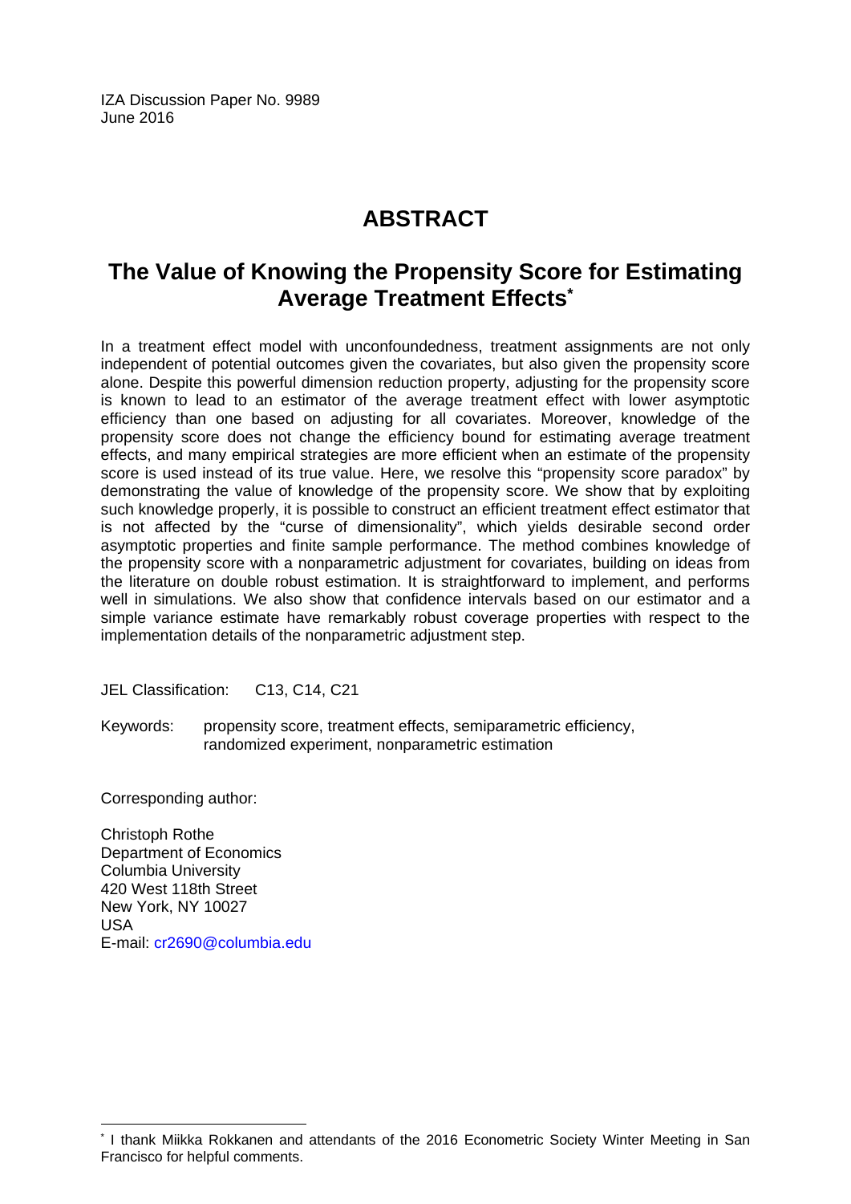IZA Discussion Paper No. 9989
June 2016

# ABSTRACT

## The Value of Knowing the Propensity Score for Estimating Average Treatment Effects*

In a treatment effect model with unconfoundedness, treatment assignments are not only independent of potential outcomes given the covariates, but also given the propensity score alone. Despite this powerful dimension reduction property, adjusting for the propensity score is known to lead to an estimator of the average treatment effect with lower asymptotic efficiency than one based on adjusting for all covariates. Moreover, knowledge of the propensity score does not change the efficiency bound for estimating average treatment effects, and many empirical strategies are more efficient when an estimate of the propensity score is used instead of its true value. Here, we resolve this "propensity score paradox" by demonstrating the value of knowledge of the propensity score. We show that by exploiting such knowledge properly, it is possible to construct an efficient treatment effect estimator that is not affected by the "curse of dimensionality", which yields desirable second order asymptotic properties and finite sample performance. The method combines knowledge of the propensity score with a nonparametric adjustment for covariates, building on ideas from the literature on double robust estimation. It is straightforward to implement, and performs well in simulations. We also show that confidence intervals based on our estimator and a simple variance estimate have remarkably robust coverage properties with respect to the implementation details of the nonparametric adjustment step.

JEL Classification: C13, C14, C21

Keywords: propensity score, treatment effects, semiparametric efficiency, randomized experiment, nonparametric estimation

Corresponding author:

Christoph Rothe
Department of Economics
Columbia University
420 West 118th Street
New York, NY 10027
USA
E-mail: cr2690@columbia.edu

* I thank Miikka Rokkanen and attendants of the 2016 Econometric Society Winter Meeting in San Francisco for helpful comments.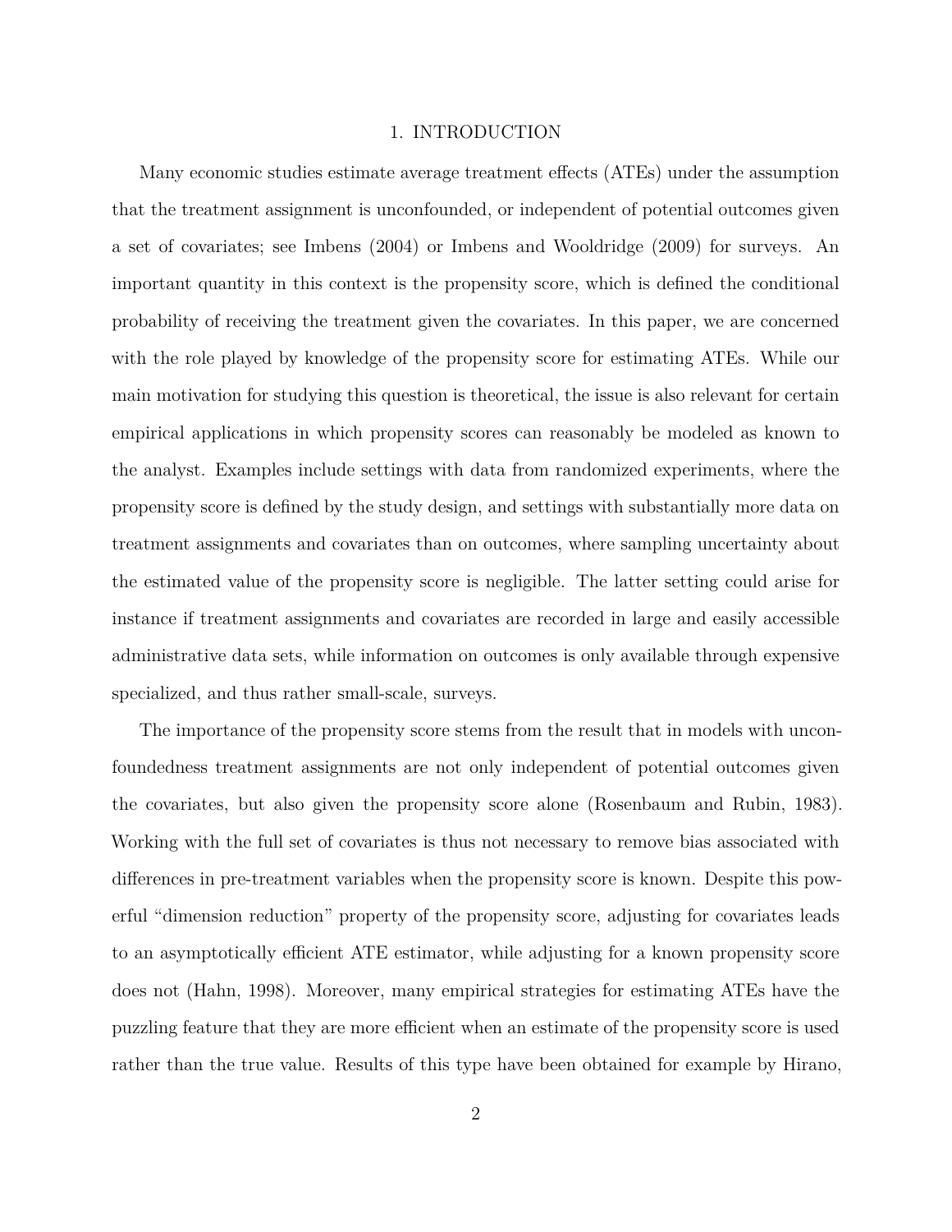# 1. INTRODUCTION

Many economic studies estimate average treatment effects (ATEs) under the assumption that the treatment assignment is unconfounded, or independent of potential outcomes given a set of covariates; see Imbens (2004) or Imbens and Wooldridge (2009) for surveys. An important quantity in this context is the propensity score, which is defined the conditional probability of receiving the treatment given the covariates. In this paper, we are concerned with the role played by knowledge of the propensity score for estimating ATEs. While our main motivation for studying this question is theoretical, the issue is also relevant for certain empirical applications in which propensity scores can reasonably be modeled as known to the analyst. Examples include settings with data from randomized experiments, where the propensity score is defined by the study design, and settings with substantially more data on treatment assignments and covariates than on outcomes, where sampling uncertainty about the estimated value of the propensity score is negligible. The latter setting could arise for instance if treatment assignments and covariates are recorded in large and easily accessible administrative data sets, while information on outcomes is only available through expensive specialized, and thus rather small-scale, surveys.

The importance of the propensity score stems from the result that in models with unconfoundedness treatment assignments are not only independent of potential outcomes given the covariates, but also given the propensity score alone (Rosenbaum and Rubin, 1983). Working with the full set of covariates is thus not necessary to remove bias associated with differences in pre-treatment variables when the propensity score is known. Despite this powerful "dimension reduction" property of the propensity score, adjusting for covariates leads to an asymptotically efficient ATE estimator, while adjusting for a known propensity score does not (Hahn, 1998). Moreover, many empirical strategies for estimating ATEs have the puzzling feature that they are more efficient when an estimate of the propensity score is used rather than the true value. Results of this type have been obtained for example by Hirano,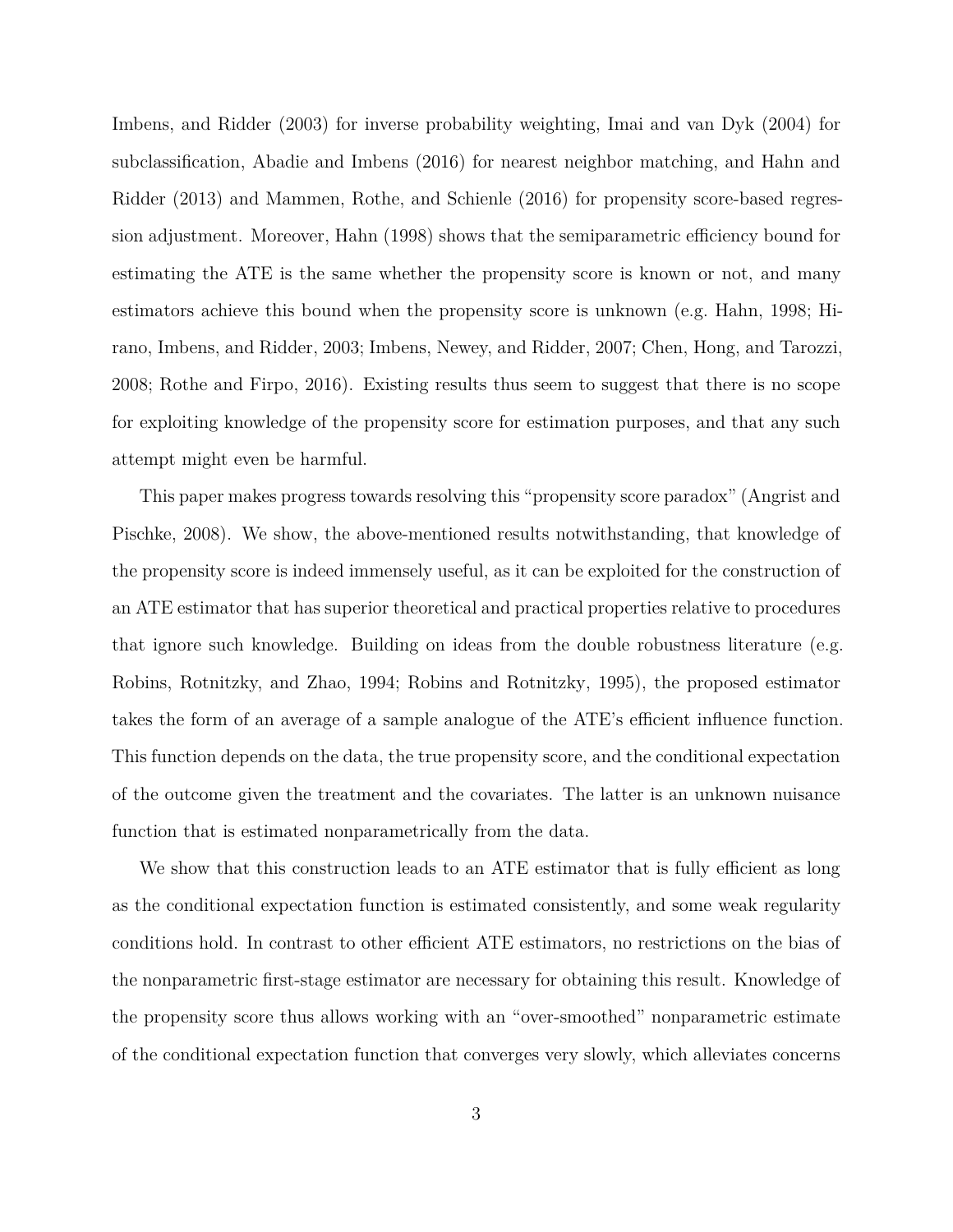Imbens, and Ridder (2003) for inverse probability weighting, Imai and van Dyk (2004) for subclassification, Abadie and Imbens (2016) for nearest neighbor matching, and Hahn and Ridder (2013) and Mammen, Rothe, and Schienle (2016) for propensity score-based regression adjustment. Moreover, Hahn (1998) shows that the semiparametric efficiency bound for estimating the ATE is the same whether the propensity score is known or not, and many estimators achieve this bound when the propensity score is unknown (e.g. Hahn, 1998; Hirano, Imbens, and Ridder, 2003; Imbens, Newey, and Ridder, 2007; Chen, Hong, and Tarozzi, 2008; Rothe and Firpo, 2016). Existing results thus seem to suggest that there is no scope for exploiting knowledge of the propensity score for estimation purposes, and that any such attempt might even be harmful.

This paper makes progress towards resolving this "propensity score paradox" (Angrist and Pischke, 2008). We show, the above-mentioned results notwithstanding, that knowledge of the propensity score is indeed immensely useful, as it can be exploited for the construction of an ATE estimator that has superior theoretical and practical properties relative to procedures that ignore such knowledge. Building on ideas from the double robustness literature (e.g. Robins, Rotnitzky, and Zhao, 1994; Robins and Rotnitzky, 1995), the proposed estimator takes the form of an average of a sample analogue of the ATE's efficient influence function. This function depends on the data, the true propensity score, and the conditional expectation of the outcome given the treatment and the covariates. The latter is an unknown nuisance function that is estimated nonparametrically from the data.

We show that this construction leads to an ATE estimator that is fully efficient as long as the conditional expectation function is estimated consistently, and some weak regularity conditions hold. In contrast to other efficient ATE estimators, no restrictions on the bias of the nonparametric first-stage estimator are necessary for obtaining this result. Knowledge of the propensity score thus allows working with an "over-smoothed" nonparametric estimate of the conditional expectation function that converges very slowly, which alleviates concerns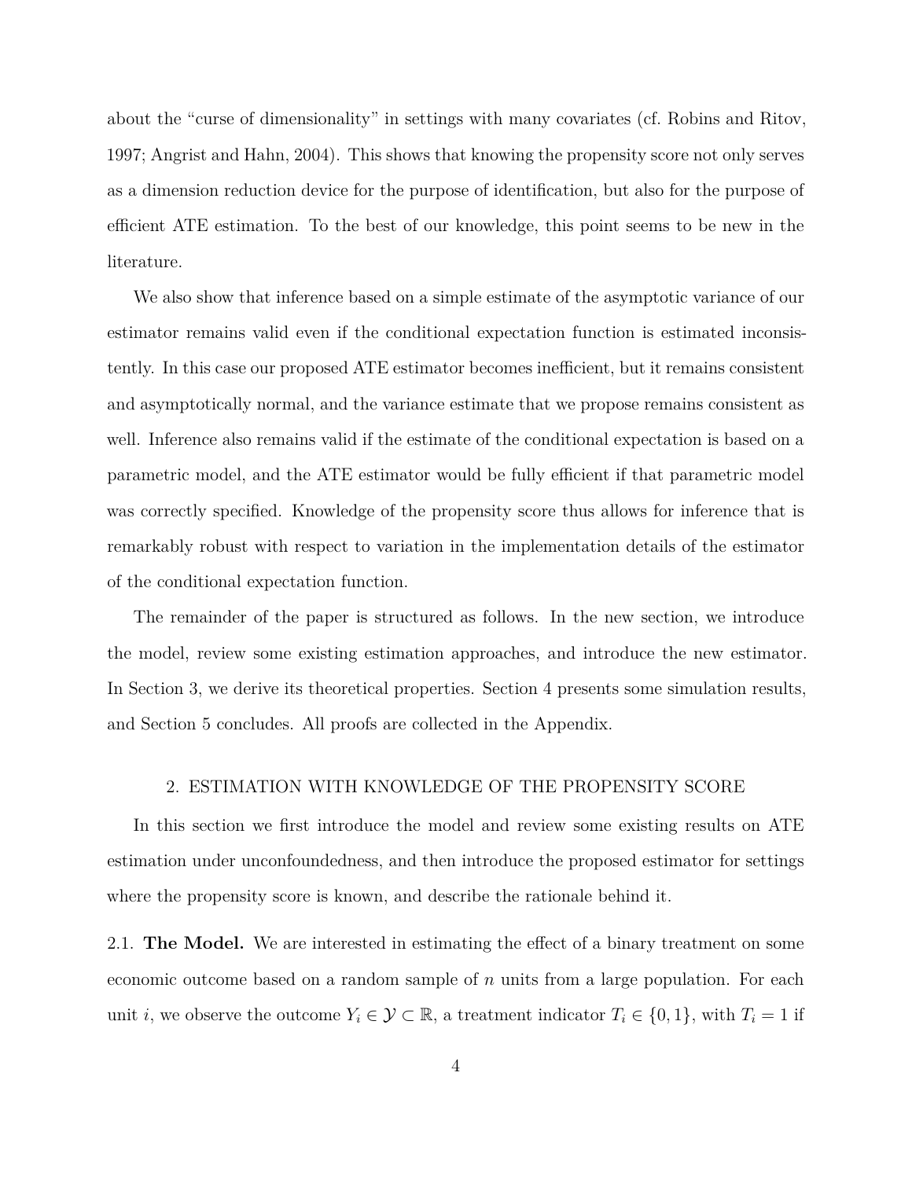about the "curse of dimensionality" in settings with many covariates (cf. Robins and Ritov, 1997; Angrist and Hahn, 2004). This shows that knowing the propensity score not only serves as a dimension reduction device for the purpose of identification, but also for the purpose of efficient ATE estimation. To the best of our knowledge, this point seems to be new in the literature.

We also show that inference based on a simple estimate of the asymptotic variance of our estimator remains valid even if the conditional expectation function is estimated inconsistently. In this case our proposed ATE estimator becomes inefficient, but it remains consistent and asymptotically normal, and the variance estimate that we propose remains consistent as well. Inference also remains valid if the estimate of the conditional expectation is based on a parametric model, and the ATE estimator would be fully efficient if that parametric model was correctly specified. Knowledge of the propensity score thus allows for inference that is remarkably robust with respect to variation in the implementation details of the estimator of the conditional expectation function.

The remainder of the paper is structured as follows. In the new section, we introduce the model, review some existing estimation approaches, and introduce the new estimator. In Section 3, we derive its theoretical properties. Section 4 presents some simulation results, and Section 5 concludes. All proofs are collected in the Appendix.

## 2. ESTIMATION WITH KNOWLEDGE OF THE PROPENSITY SCORE

In this section we first introduce the model and review some existing results on ATE estimation under unconfoundedness, and then introduce the proposed estimator for settings where the propensity score is known, and describe the rationale behind it.

2.1. **The Model.** We are interested in estimating the effect of a binary treatment on some economic outcome based on a random sample of $n$ units from a large population. For each unit $i$, we observe the outcome $Y_i \in \mathcal{Y} \subset \mathbb{R}$, a treatment indicator $T_i \in \{0, 1\}$, with $T_i = 1$ if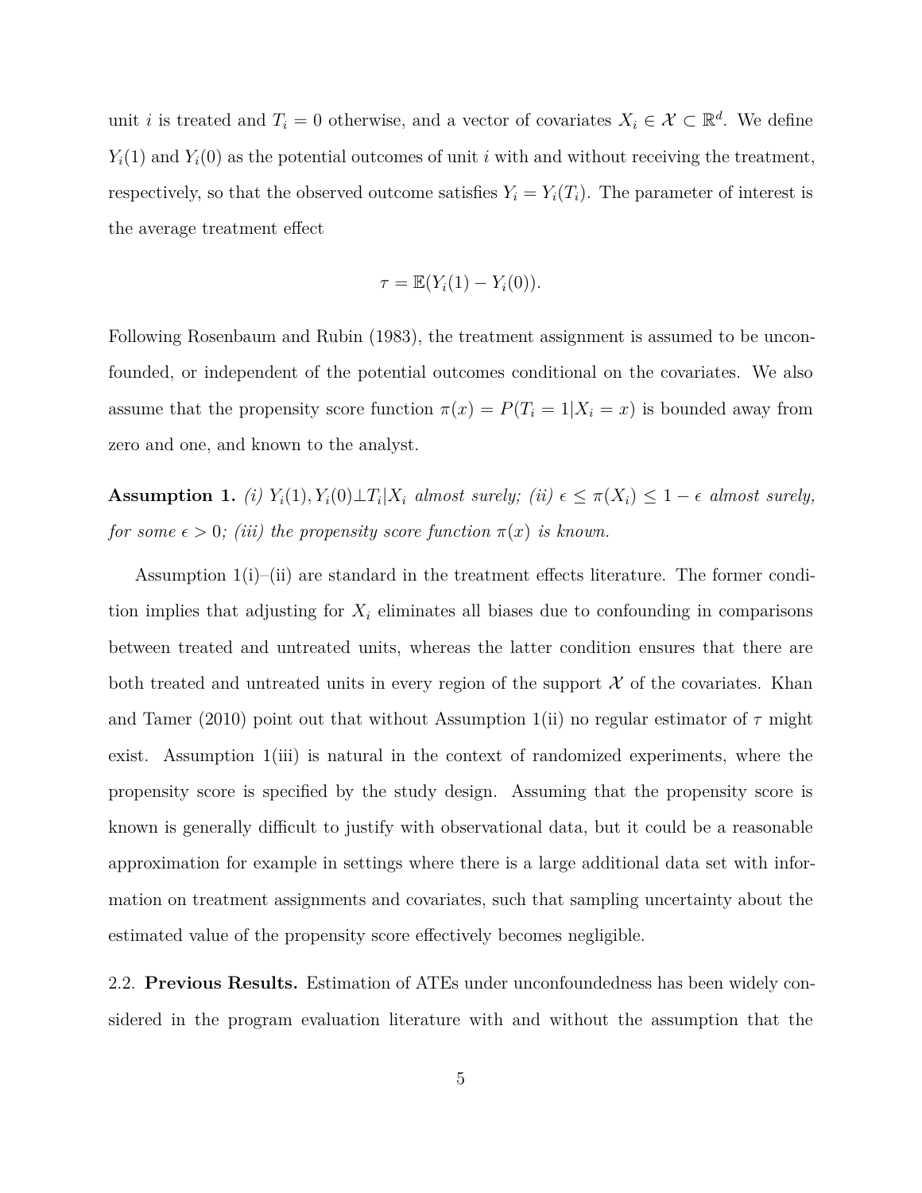unit $i$ is treated and $T_i = 0$ otherwise, and a vector of covariates $X_i \in \mathcal{X} \subset \mathbb{R}^d$. We define $Y_i(1)$ and $Y_i(0)$ as the potential outcomes of unit $i$ with and without receiving the treatment, respectively, so that the observed outcome satisfies $Y_i = Y_i(T_i)$. The parameter of interest is the average treatment effect

$$\tau = \mathbb{E}(Y_i(1) - Y_i(0)).$$

Following Rosenbaum and Rubin (1983), the treatment assignment is assumed to be unconfounded, or independent of the potential outcomes conditional on the covariates. We also assume that the propensity score function $\pi(x) = P(T_i = 1|X_i = x)$ is bounded away from zero and one, and known to the analyst.

**Assumption 1.** *(i) $Y_i(1), Y_i(0) \perp T_i | X_i$ almost surely; (ii) $\epsilon \leq \pi(X_i) \leq 1 - \epsilon$ almost surely, for some $\epsilon > 0$; (iii) the propensity score function $\pi(x)$ is known.*

Assumption 1(i)–(ii) are standard in the treatment effects literature. The former condition implies that adjusting for $X_i$ eliminates all biases due to confounding in comparisons between treated and untreated units, whereas the latter condition ensures that there are both treated and untreated units in every region of the support $\mathcal{X}$ of the covariates. Khan and Tamer (2010) point out that without Assumption 1(ii) no regular estimator of $\tau$ might exist. Assumption 1(iii) is natural in the context of randomized experiments, where the propensity score is specified by the study design. Assuming that the propensity score is known is generally difficult to justify with observational data, but it could be a reasonable approximation for example in settings where there is a large additional data set with information on treatment assignments and covariates, such that sampling uncertainty about the estimated value of the propensity score effectively becomes negligible.

2.2. **Previous Results.** Estimation of ATEs under unconfoundedness has been widely considered in the program evaluation literature with and without the assumption that the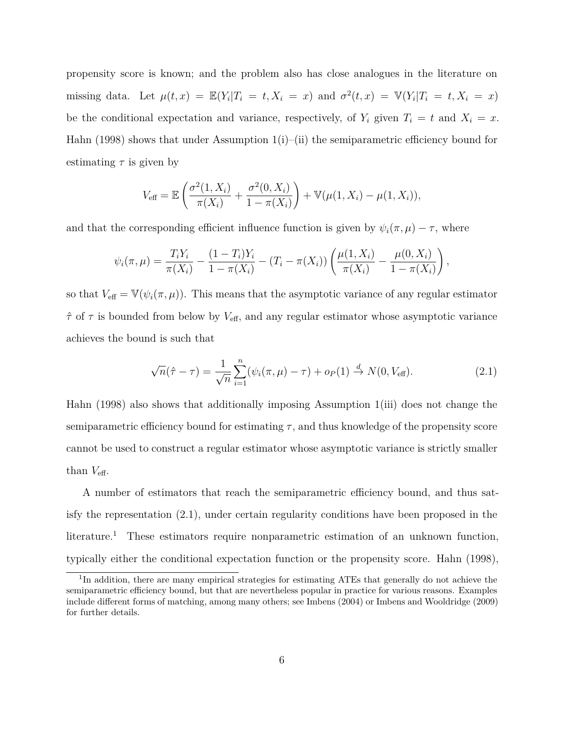propensity score is known; and the problem also has close analogues in the literature on missing data. Let $\mu(t,x) = \mathbb{E}(Y_i|T_i = t, X_i = x)$ and $\sigma^2(t,x) = \mathbb{V}(Y_i|T_i = t, X_i = x)$ be the conditional expectation and variance, respectively, of $Y_i$ given $T_i = t$ and $X_i = x$. Hahn (1998) shows that under Assumption 1(i)–(ii) the semiparametric efficiency bound for estimating $\tau$ is given by

$$V_{\text{eff}} = \mathbb{E}\left(\frac{\sigma^2(1,X_i)}{\pi(X_i)} + \frac{\sigma^2(0,X_i)}{1-\pi(X_i)}\right) + \mathbb{V}(\mu(1,X_i) - \mu(1,X_i)),$$

and that the corresponding efficient influence function is given by $\psi_i(\pi,\mu) - \tau$, where

$$\psi_i(\pi,\mu) = \frac{T_iY_i}{\pi(X_i)} - \frac{(1-T_i)Y_i}{1-\pi(X_i)} - (T_i - \pi(X_i))\left(\frac{\mu(1,X_i)}{\pi(X_i)} - \frac{\mu(0,X_i)}{1-\pi(X_i)}\right),$$

so that $V_{\text{eff}} = \mathbb{V}(\psi_i(\pi,\mu))$. This means that the asymptotic variance of any regular estimator $\hat{\tau}$ of $\tau$ is bounded from below by $V_{\text{eff}}$, and any regular estimator whose asymptotic variance achieves the bound is such that

$$\sqrt{n}(\hat{\tau} - \tau) = \frac{1}{\sqrt{n}}\sum_{i=1}^{n}(\psi_i(\pi,\mu) - \tau) + o_P(1) \xrightarrow{d} N(0, V_{\text{eff}}). \tag{2.1}$$

Hahn (1998) also shows that additionally imposing Assumption 1(iii) does not change the semiparametric efficiency bound for estimating $\tau$, and thus knowledge of the propensity score cannot be used to construct a regular estimator whose asymptotic variance is strictly smaller than $V_{\text{eff}}$.

A number of estimators that reach the semiparametric efficiency bound, and thus satisfy the representation (2.1), under certain regularity conditions have been proposed in the literature.[1] These estimators require nonparametric estimation of an unknown function, typically either the conditional expectation function or the propensity score. Hahn (1998),

[1] In addition, there are many empirical strategies for estimating ATEs that generally do not achieve the semiparametric efficiency bound, but that are nevertheless popular in practice for various reasons. Examples include different forms of matching, among many others; see Imbens (2004) or Imbens and Wooldridge (2009) for further details.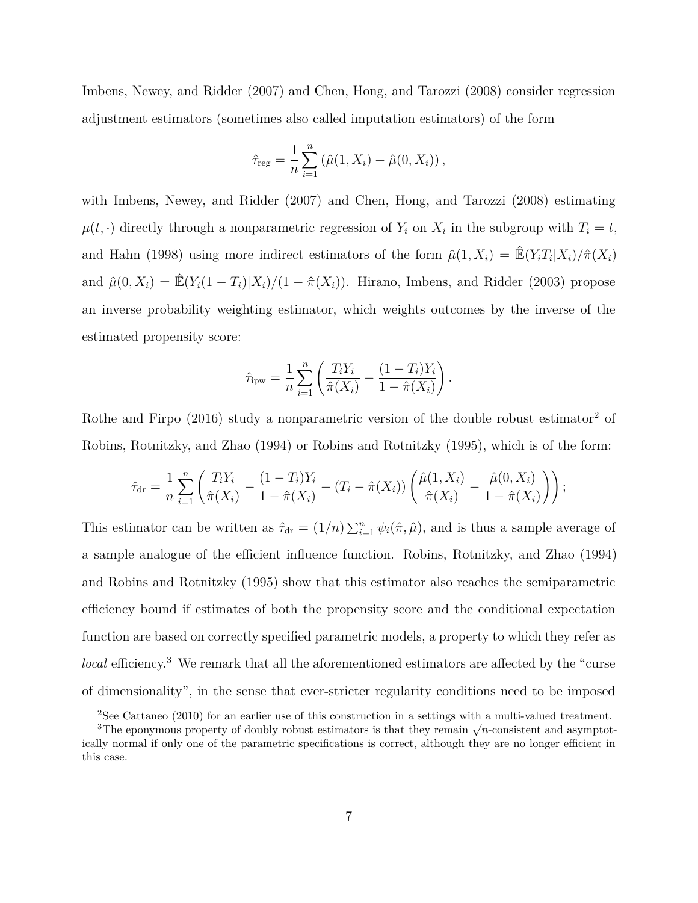Imbens, Newey, and Ridder (2007) and Chen, Hong, and Tarozzi (2008) consider regression adjustment estimators (sometimes also called imputation estimators) of the form

$$\hat{\tau}_{\text{reg}} = \frac{1}{n}\sum_{i=1}^{n}\left(\hat{\mu}(1, X_i) - \hat{\mu}(0, X_i)\right),$$

with Imbens, Newey, and Ridder (2007) and Chen, Hong, and Tarozzi (2008) estimating $\mu(t, \cdot)$ directly through a nonparametric regression of $Y_i$ on $X_i$ in the subgroup with $T_i = t$, and Hahn (1998) using more indirect estimators of the form $\hat{\mu}(1, X_i) = \hat{\mathbb{E}}(Y_i T_i | X_i)/\hat{\pi}(X_i)$ and $\hat{\mu}(0, X_i) = \hat{\mathbb{E}}(Y_i(1 - T_i)|X_i)/(1 - \hat{\pi}(X_i))$. Hirano, Imbens, and Ridder (2003) propose an inverse probability weighting estimator, which weights outcomes by the inverse of the estimated propensity score:

$$\hat{\tau}_{\text{ipw}} = \frac{1}{n}\sum_{i=1}^{n}\left(\frac{T_i Y_i}{\hat{\pi}(X_i)} - \frac{(1 - T_i)Y_i}{1 - \hat{\pi}(X_i)}\right).$$

Rothe and Firpo (2016) study a nonparametric version of the double robust estimator[2] of Robins, Rotnitzky, and Zhao (1994) or Robins and Rotnitzky (1995), which is of the form:

$$\hat{\tau}_{\text{dr}} = \frac{1}{n}\sum_{i=1}^{n}\left(\frac{T_i Y_i}{\hat{\pi}(X_i)} - \frac{(1 - T_i)Y_i}{1 - \hat{\pi}(X_i)} - (T_i - \hat{\pi}(X_i))\left(\frac{\hat{\mu}(1, X_i)}{\hat{\pi}(X_i)} - \frac{\hat{\mu}(0, X_i)}{1 - \hat{\pi}(X_i)}\right)\right);$$

This estimator can be written as $\hat{\tau}_{\text{dr}} = (1/n)\sum_{i=1}^{n}\psi_i(\hat{\pi}, \hat{\mu})$, and is thus a sample average of a sample analogue of the efficient influence function. Robins, Rotnitzky, and Zhao (1994) and Robins and Rotnitzky (1995) show that this estimator also reaches the semiparametric efficiency bound if estimates of both the propensity score and the conditional expectation function are based on correctly specified parametric models, a property to which they refer as *local* efficiency.[3] We remark that all the aforementioned estimators are affected by the "curse of dimensionality", in the sense that ever-stricter regularity conditions need to be imposed

[2] See Cattaneo (2010) for an earlier use of this construction in a settings with a multi-valued treatment.

[3] The eponymous property of doubly robust estimators is that they remain $\sqrt{n}$-consistent and asymptotically normal if only one of the parametric specifications is correct, although they are no longer efficient in this case.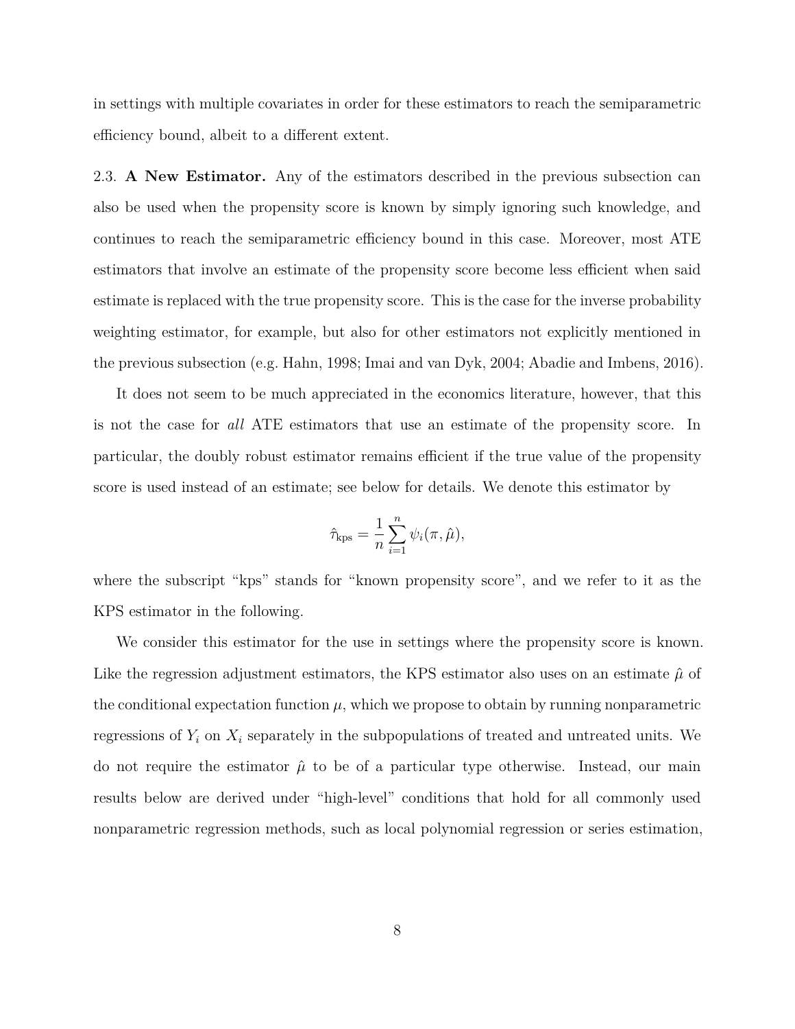in settings with multiple covariates in order for these estimators to reach the semiparametric efficiency bound, albeit to a different extent.

### 2.3. **A New Estimator.**

Any of the estimators described in the previous subsection can also be used when the propensity score is known by simply ignoring such knowledge, and continues to reach the semiparametric efficiency bound in this case. Moreover, most ATE estimators that involve an estimate of the propensity score become less efficient when said estimate is replaced with the true propensity score. This is the case for the inverse probability weighting estimator, for example, but also for other estimators not explicitly mentioned in the previous subsection (e.g. Hahn, 1998; Imai and van Dyk, 2004; Abadie and Imbens, 2016).

It does not seem to be much appreciated in the economics literature, however, that this is not the case for *all* ATE estimators that use an estimate of the propensity score. In particular, the doubly robust estimator remains efficient if the true value of the propensity score is used instead of an estimate; see below for details. We denote this estimator by

$$\hat{\tau}_{\text{kps}} = \frac{1}{n}\sum_{i=1}^{n} \psi_i(\pi, \hat{\mu}),$$

where the subscript "kps" stands for "known propensity score", and we refer to it as the KPS estimator in the following.

We consider this estimator for the use in settings where the propensity score is known. Like the regression adjustment estimators, the KPS estimator also uses on an estimate $\hat{\mu}$ of the conditional expectation function $\mu$, which we propose to obtain by running nonparametric regressions of $Y_i$ on $X_i$ separately in the subpopulations of treated and untreated units. We do not require the estimator $\hat{\mu}$ to be of a particular type otherwise. Instead, our main results below are derived under "high-level" conditions that hold for all commonly used nonparametric regression methods, such as local polynomial regression or series estimation,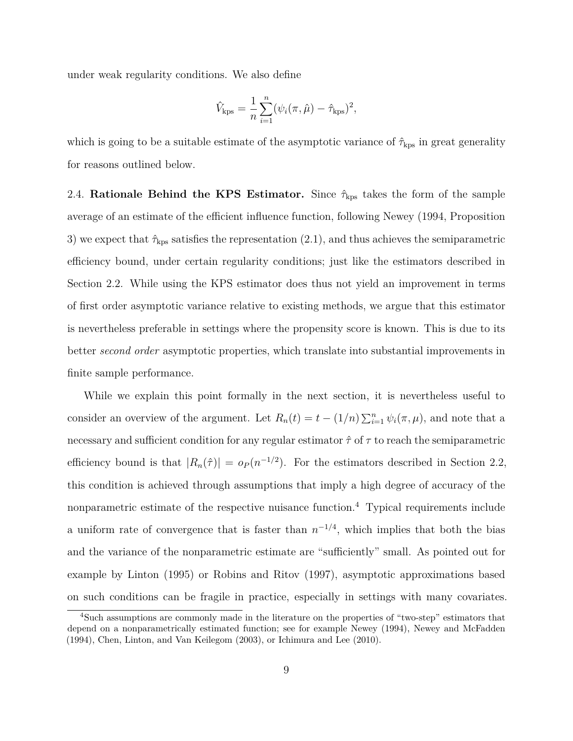under weak regularity conditions. We also define

$$\hat{V}_{\text{kps}} = \frac{1}{n}\sum_{i=1}^{n}(\psi_i(\pi, \hat{\mu}) - \hat{\tau}_{\text{kps}})^2,$$

which is going to be a suitable estimate of the asymptotic variance of $\hat{\tau}_{\text{kps}}$ in great generality for reasons outlined below.

2.4. **Rationale Behind the KPS Estimator.** Since $\hat{\tau}_{\text{kps}}$ takes the form of the sample average of an estimate of the efficient influence function, following Newey (1994, Proposition 3) we expect that $\hat{\tau}_{\text{kps}}$ satisfies the representation (2.1), and thus achieves the semiparametric efficiency bound, under certain regularity conditions; just like the estimators described in Section 2.2. While using the KPS estimator does thus not yield an improvement in terms of first order asymptotic variance relative to existing methods, we argue that this estimator is nevertheless preferable in settings where the propensity score is known. This is due to its better *second order* asymptotic properties, which translate into substantial improvements in finite sample performance.

While we explain this point formally in the next section, it is nevertheless useful to consider an overview of the argument. Let $R_n(t) = t - (1/n)\sum_{i=1}^{n}\psi_i(\pi, \mu)$, and note that a necessary and sufficient condition for any regular estimator $\hat{\tau}$ of $\tau$ to reach the semiparametric efficiency bound is that $|R_n(\hat{\tau})| = o_P(n^{-1/2})$. For the estimators described in Section 2.2, this condition is achieved through assumptions that imply a high degree of accuracy of the nonparametric estimate of the respective nuisance function.[4] Typical requirements include a uniform rate of convergence that is faster than $n^{-1/4}$, which implies that both the bias and the variance of the nonparametric estimate are "sufficiently" small. As pointed out for example by Linton (1995) or Robins and Ritov (1997), asymptotic approximations based on such conditions can be fragile in practice, especially in settings with many covariates.

[4]Such assumptions are commonly made in the literature on the properties of "two-step" estimators that depend on a nonparametrically estimated function; see for example Newey (1994), Newey and McFadden (1994), Chen, Linton, and Van Keilegom (2003), or Ichimura and Lee (2010).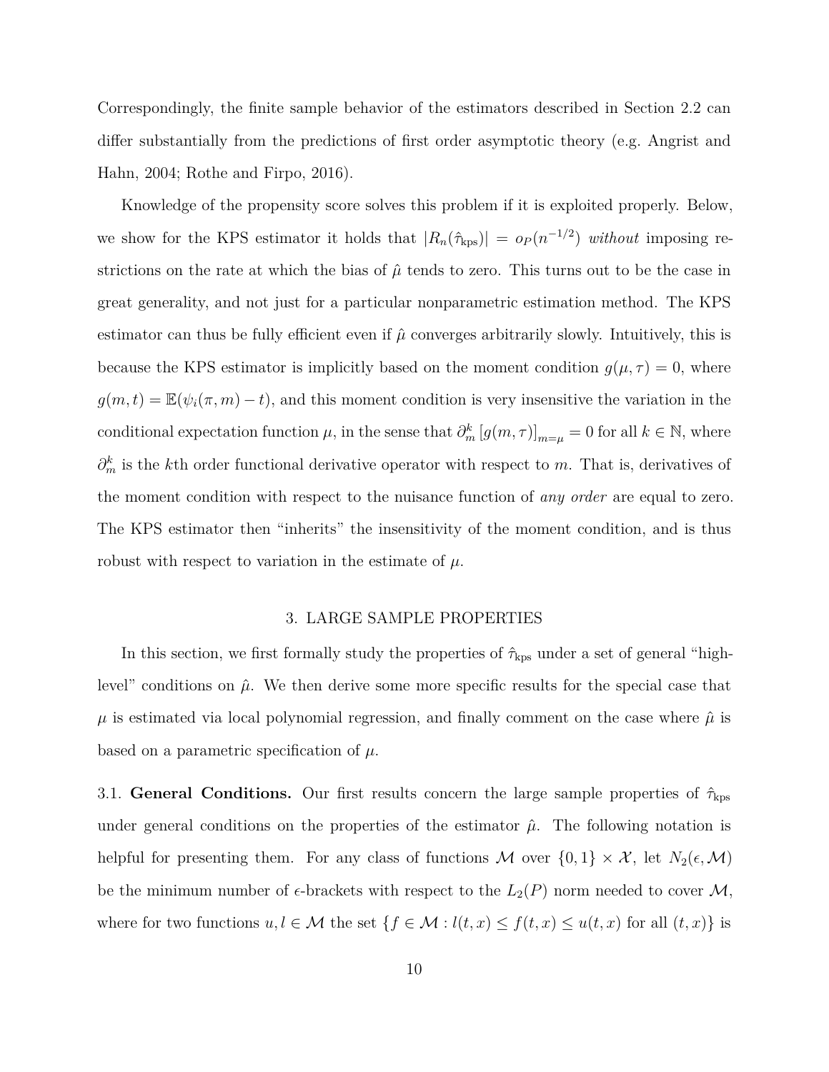Correspondingly, the finite sample behavior of the estimators described in Section 2.2 can differ substantially from the predictions of first order asymptotic theory (e.g. Angrist and Hahn, 2004; Rothe and Firpo, 2016).

Knowledge of the propensity score solves this problem if it is exploited properly. Below, we show for the KPS estimator it holds that $|R_n(\hat{\tau}_{\text{kps}})| = o_P(n^{-1/2})$ *without* imposing restrictions on the rate at which the bias of $\hat{\mu}$ tends to zero. This turns out to be the case in great generality, and not just for a particular nonparametric estimation method. The KPS estimator can thus be fully efficient even if $\hat{\mu}$ converges arbitrarily slowly. Intuitively, this is because the KPS estimator is implicitly based on the moment condition $g(\mu, \tau) = 0$, where $g(m, t) = \mathbb{E}(\psi_i(\pi, m) - t)$, and this moment condition is very insensitive the variation in the conditional expectation function $\mu$, in the sense that $\partial_m^k \left[g(m, \tau)\right]_{m=\mu} = 0$ for all $k \in \mathbb{N}$, where $\partial_m^k$ is the $k$th order functional derivative operator with respect to $m$. That is, derivatives of the moment condition with respect to the nuisance function of *any order* are equal to zero. The KPS estimator then "inherits" the insensitivity of the moment condition, and is thus robust with respect to variation in the estimate of $\mu$.

## 3. LARGE SAMPLE PROPERTIES

In this section, we first formally study the properties of $\hat{\tau}_{\text{kps}}$ under a set of general "high-level" conditions on $\hat{\mu}$. We then derive some more specific results for the special case that $\mu$ is estimated via local polynomial regression, and finally comment on the case where $\hat{\mu}$ is based on a parametric specification of $\mu$.

### 3.1. **General Conditions.**

Our first results concern the large sample properties of $\hat{\tau}_{\text{kps}}$ under general conditions on the properties of the estimator $\hat{\mu}$. The following notation is helpful for presenting them. For any class of functions $\mathcal{M}$ over $\{0, 1\} \times \mathcal{X}$, let $N_2(\epsilon, \mathcal{M})$ be the minimum number of $\epsilon$-brackets with respect to the $L_2(P)$ norm needed to cover $\mathcal{M}$, where for two functions $u, l \in \mathcal{M}$ the set $\{f \in \mathcal{M} : l(t, x) \leq f(t, x) \leq u(t, x) \text{ for all } (t, x)\}$ is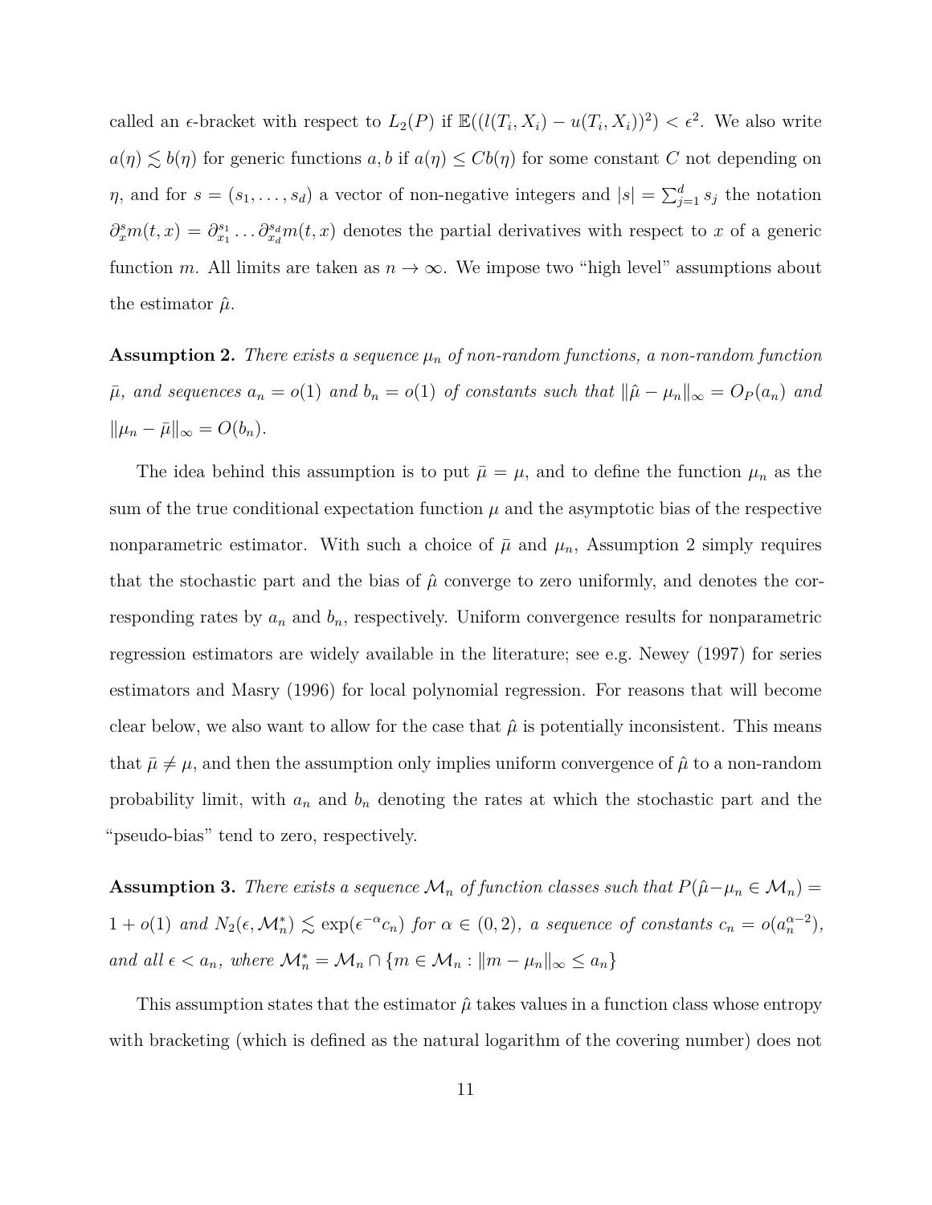called an $\epsilon$-bracket with respect to $L_2(P)$ if $\mathbb{E}((l(T_i, X_i) - u(T_i, X_i))^2) < \epsilon^2$. We also write $a(\eta) \lesssim b(\eta)$ for generic functions $a, b$ if $a(\eta) \leq Cb(\eta)$ for some constant $C$ not depending on $\eta$, and for $s = (s_1, \ldots, s_d)$ a vector of non-negative integers and $|s| = \sum_{j=1}^d s_j$ the notation $\partial_x^s m(t, x) = \partial_{x_1}^{s_1} \ldots \partial_{x_d}^{s_d} m(t, x)$ denotes the partial derivatives with respect to $x$ of a generic function $m$. All limits are taken as $n \to \infty$. We impose two "high level" assumptions about the estimator $\hat{\mu}$.

**Assumption 2.** *There exists a sequence $\mu_n$ of non-random functions, a non-random function $\bar{\mu}$, and sequences $a_n = o(1)$ and $b_n = o(1)$ of constants such that $\|\hat{\mu} - \mu_n\|_\infty = O_P(a_n)$ and $\|\mu_n - \bar{\mu}\|_\infty = O(b_n)$.*

The idea behind this assumption is to put $\bar{\mu} = \mu$, and to define the function $\mu_n$ as the sum of the true conditional expectation function $\mu$ and the asymptotic bias of the respective nonparametric estimator. With such a choice of $\bar{\mu}$ and $\mu_n$, Assumption 2 simply requires that the stochastic part and the bias of $\hat{\mu}$ converge to zero uniformly, and denotes the corresponding rates by $a_n$ and $b_n$, respectively. Uniform convergence results for nonparametric regression estimators are widely available in the literature; see e.g. Newey (1997) for series estimators and Masry (1996) for local polynomial regression. For reasons that will become clear below, we also want to allow for the case that $\hat{\mu}$ is potentially inconsistent. This means that $\bar{\mu} \neq \mu$, and then the assumption only implies uniform convergence of $\hat{\mu}$ to a non-random probability limit, with $a_n$ and $b_n$ denoting the rates at which the stochastic part and the "pseudo-bias" tend to zero, respectively.

**Assumption 3.** *There exists a sequence $\mathcal{M}_n$ of function classes such that $P(\hat{\mu} - \mu_n \in \mathcal{M}_n) = 1 + o(1)$ and $N_2(\epsilon, \mathcal{M}_n^*) \lesssim \exp(\epsilon^{-\alpha} c_n)$ for $\alpha \in (0, 2)$, a sequence of constants $c_n = o(a_n^{\alpha - 2})$, and all $\epsilon < a_n$, where $\mathcal{M}_n^* = \mathcal{M}_n \cap \{m \in \mathcal{M}_n : \|m - \mu_n\|_\infty \leq a_n\}$*

This assumption states that the estimator $\hat{\mu}$ takes values in a function class whose entropy with bracketing (which is defined as the natural logarithm of the covering number) does not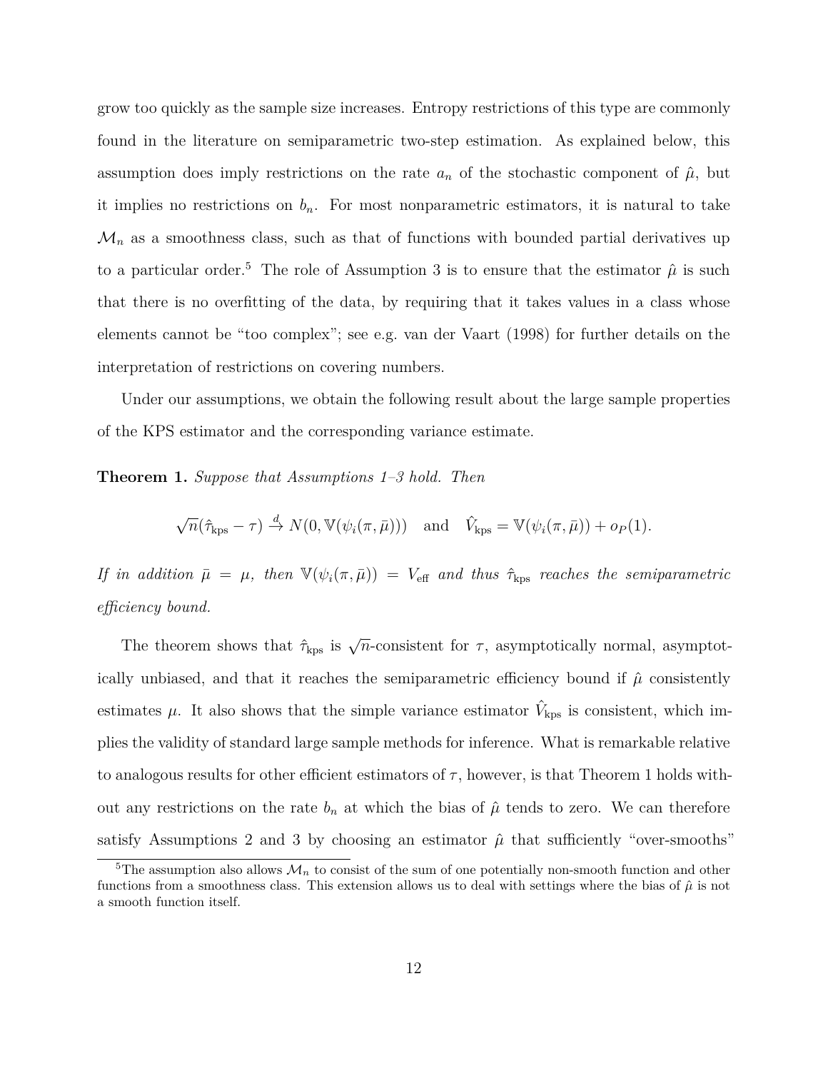grow too quickly as the sample size increases. Entropy restrictions of this type are commonly found in the literature on semiparametric two-step estimation. As explained below, this assumption does imply restrictions on the rate $a_n$ of the stochastic component of $\hat{\mu}$, but it implies no restrictions on $b_n$. For most nonparametric estimators, it is natural to take $\mathcal{M}_n$ as a smoothness class, such as that of functions with bounded partial derivatives up to a particular order.[5] The role of Assumption 3 is to ensure that the estimator $\hat{\mu}$ is such that there is no overfitting of the data, by requiring that it takes values in a class whose elements cannot be "too complex"; see e.g. van der Vaart (1998) for further details on the interpretation of restrictions on covering numbers.

Under our assumptions, we obtain the following result about the large sample properties of the KPS estimator and the corresponding variance estimate.

**Theorem 1.** *Suppose that Assumptions 1–3 hold. Then*

$$\sqrt{n}(\hat{\tau}_{\text{kps}} - \tau) \xrightarrow{d} N(0, \mathbb{V}(\psi_i(\pi, \bar{\mu}))) \quad \text{and} \quad \hat{V}_{\text{kps}} = \mathbb{V}(\psi_i(\pi, \bar{\mu})) + o_P(1).$$

*If in addition $\bar{\mu} = \mu$, then $\mathbb{V}(\psi_i(\pi, \bar{\mu})) = V_{\text{eff}}$ and thus $\hat{\tau}_{\text{kps}}$ reaches the semiparametric efficiency bound.*

The theorem shows that $\hat{\tau}_{\text{kps}}$ is $\sqrt{n}$-consistent for $\tau$, asymptotically normal, asymptotically unbiased, and that it reaches the semiparametric efficiency bound if $\hat{\mu}$ consistently estimates $\mu$. It also shows that the simple variance estimator $\hat{V}_{\text{kps}}$ is consistent, which implies the validity of standard large sample methods for inference. What is remarkable relative to analogous results for other efficient estimators of $\tau$, however, is that Theorem 1 holds without any restrictions on the rate $b_n$ at which the bias of $\hat{\mu}$ tends to zero. We can therefore satisfy Assumptions 2 and 3 by choosing an estimator $\hat{\mu}$ that sufficiently "over-smooths"

[5] The assumption also allows $\mathcal{M}_n$ to consist of the sum of one potentially non-smooth function and other functions from a smoothness class. This extension allows us to deal with settings where the bias of $\hat{\mu}$ is not a smooth function itself.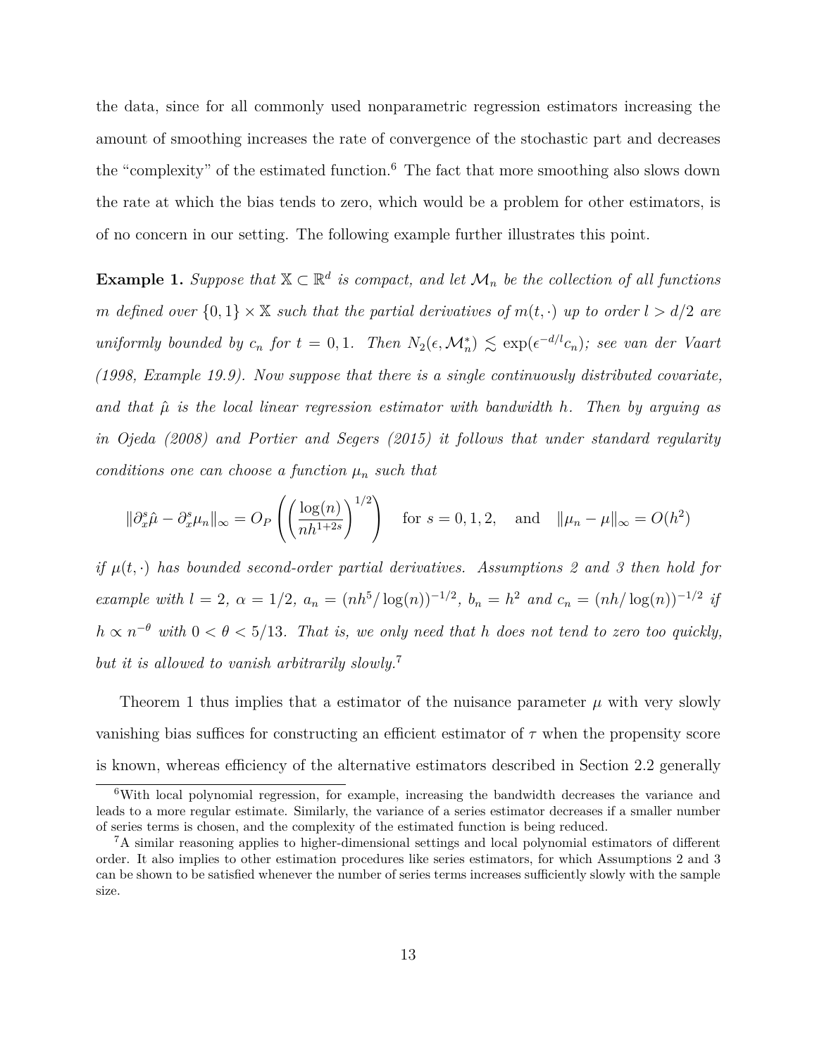the data, since for all commonly used nonparametric regression estimators increasing the amount of smoothing increases the rate of convergence of the stochastic part and decreases the "complexity" of the estimated function.[6] The fact that more smoothing also slows down the rate at which the bias tends to zero, which would be a problem for other estimators, is of no concern in our setting. The following example further illustrates this point.

**Example 1.** *Suppose that $\mathbb{X} \subset \mathbb{R}^d$ is compact, and let $\mathcal{M}_n$ be the collection of all functions $m$ defined over $\{0,1\} \times \mathbb{X}$ such that the partial derivatives of $m(t, \cdot)$ up to order $l > d/2$ are uniformly bounded by $c_n$ for $t = 0, 1$. Then $N_2(\epsilon, \mathcal{M}_n^*) \lesssim \exp(\epsilon^{-d/l} c_n)$; see van der Vaart (1998, Example 19.9). Now suppose that there is a single continuously distributed covariate, and that $\hat{\mu}$ is the local linear regression estimator with bandwidth $h$. Then by arguing as in Ojeda (2008) and Portier and Segers (2015) it follows that under standard regularity conditions one can choose a function $\mu_n$ such that*

$$\|\partial_x^s \hat{\mu} - \partial_x^s \mu_n\|_\infty = O_P\left(\left(\frac{\log(n)}{nh^{1+2s}}\right)^{1/2}\right) \quad \text{for } s = 0, 1, 2, \quad \text{and} \quad \|\mu_n - \mu\|_\infty = O(h^2)$$

*if $\mu(t, \cdot)$ has bounded second-order partial derivatives. Assumptions 2 and 3 then hold for example with $l = 2$, $\alpha = 1/2$, $a_n = (nh^5/\log(n))^{-1/2}$, $b_n = h^2$ and $c_n = (nh/\log(n))^{-1/2}$ if $h \propto n^{-\theta}$ with $0 < \theta < 5/13$. That is, we only need that $h$ does not tend to zero too quickly, but it is allowed to vanish arbitrarily slowly.*[7]

Theorem 1 thus implies that a estimator of the nuisance parameter $\mu$ with very slowly vanishing bias suffices for constructing an efficient estimator of $\tau$ when the propensity score is known, whereas efficiency of the alternative estimators described in Section 2.2 generally

[6] With local polynomial regression, for example, increasing the bandwidth decreases the variance and leads to a more regular estimate. Similarly, the variance of a series estimator decreases if a smaller number of series terms is chosen, and the complexity of the estimated function is being reduced.

[7] A similar reasoning applies to higher-dimensional settings and local polynomial estimators of different order. It also implies to other estimation procedures like series estimators, for which Assumptions 2 and 3 can be shown to be satisfied whenever the number of series terms increases sufficiently slowly with the sample size.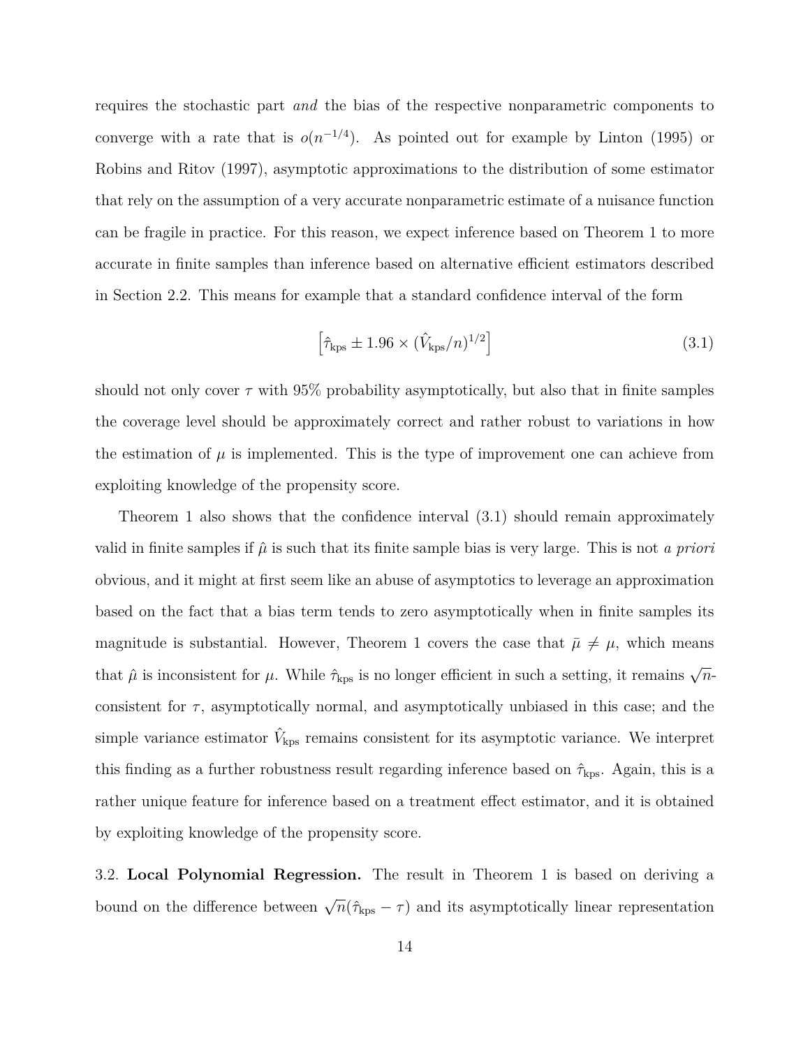requires the stochastic part *and* the bias of the respective nonparametric components to converge with a rate that is $o(n^{-1/4})$. As pointed out for example by Linton (1995) or Robins and Ritov (1997), asymptotic approximations to the distribution of some estimator that rely on the assumption of a very accurate nonparametric estimate of a nuisance function can be fragile in practice. For this reason, we expect inference based on Theorem 1 to more accurate in finite samples than inference based on alternative efficient estimators described in Section 2.2. This means for example that a standard confidence interval of the form

$$\left[\hat{\tau}_{\text{kps}} \pm 1.96 \times (\hat{V}_{\text{kps}}/n)^{1/2}\right] \tag{3.1}$$

should not only cover $\tau$ with 95% probability asymptotically, but also that in finite samples the coverage level should be approximately correct and rather robust to variations in how the estimation of $\mu$ is implemented. This is the type of improvement one can achieve from exploiting knowledge of the propensity score.

Theorem 1 also shows that the confidence interval (3.1) should remain approximately valid in finite samples if $\hat{\mu}$ is such that its finite sample bias is very large. This is not *a priori* obvious, and it might at first seem like an abuse of asymptotics to leverage an approximation based on the fact that a bias term tends to zero asymptotically when in finite samples its magnitude is substantial. However, Theorem 1 covers the case that $\bar{\mu} \neq \mu$, which means that $\hat{\mu}$ is inconsistent for $\mu$. While $\hat{\tau}_{\text{kps}}$ is no longer efficient in such a setting, it remains $\sqrt{n}$-consistent for $\tau$, asymptotically normal, and asymptotically unbiased in this case; and the simple variance estimator $\hat{V}_{\text{kps}}$ remains consistent for its asymptotic variance. We interpret this finding as a further robustness result regarding inference based on $\hat{\tau}_{\text{kps}}$. Again, this is a rather unique feature for inference based on a treatment effect estimator, and it is obtained by exploiting knowledge of the propensity score.

3.2. **Local Polynomial Regression.** The result in Theorem 1 is based on deriving a bound on the difference between $\sqrt{n}(\hat{\tau}_{\text{kps}} - \tau)$ and its asymptotically linear representation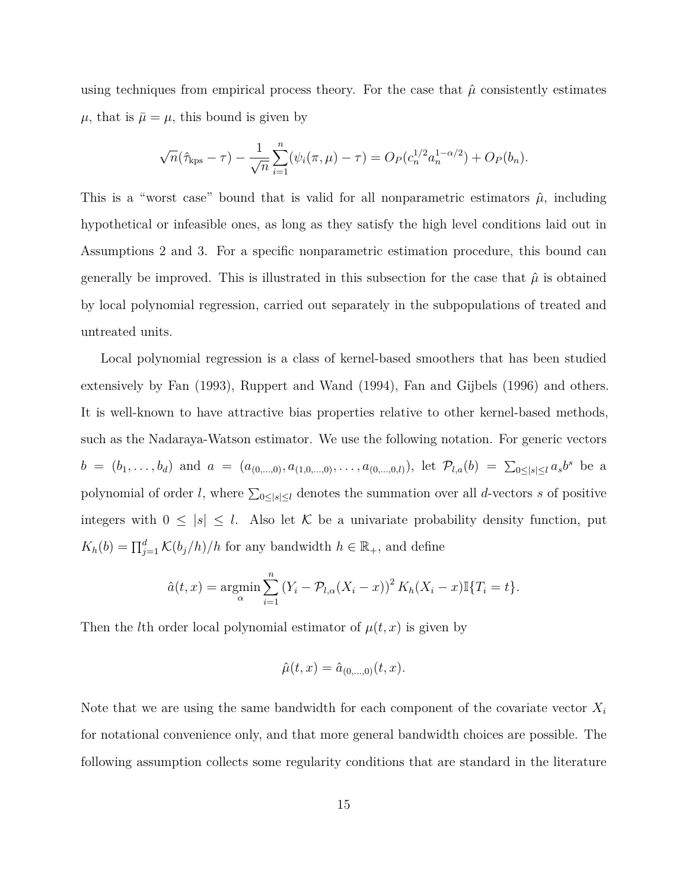using techniques from empirical process theory. For the case that $\hat{\mu}$ consistently estimates $\mu$, that is $\bar{\mu} = \mu$, this bound is given by

$$\sqrt{n}(\hat{\tau}_{\text{kps}} - \tau) - \frac{1}{\sqrt{n}} \sum_{i=1}^{n} (\psi_i(\pi, \mu) - \tau) = O_P(c_n^{1/2} a_n^{1-\alpha/2}) + O_P(b_n).$$

This is a "worst case" bound that is valid for all nonparametric estimators $\hat{\mu}$, including hypothetical or infeasible ones, as long as they satisfy the high level conditions laid out in Assumptions 2 and 3. For a specific nonparametric estimation procedure, this bound can generally be improved. This is illustrated in this subsection for the case that $\hat{\mu}$ is obtained by local polynomial regression, carried out separately in the subpopulations of treated and untreated units.

Local polynomial regression is a class of kernel-based smoothers that has been studied extensively by Fan (1993), Ruppert and Wand (1994), Fan and Gijbels (1996) and others. It is well-known to have attractive bias properties relative to other kernel-based methods, such as the Nadaraya-Watson estimator. We use the following notation. For generic vectors $b = (b_1, \ldots, b_d)$ and $a = (a_{(0,\ldots,0)}, a_{(1,0,\ldots,0)}, \ldots, a_{(0,\ldots,0,l)})$, let $\mathcal{P}_{l,a}(b) = \sum_{0 \leq |s| \leq l} a_s b^s$ be a polynomial of order $l$, where $\sum_{0 \leq |s| \leq l}$ denotes the summation over all $d$-vectors $s$ of positive integers with $0 \leq |s| \leq l$. Also let $\mathcal{K}$ be a univariate probability density function, put $K_h(b) = \prod_{j=1}^{d} \mathcal{K}(b_j/h)/h$ for any bandwidth $h \in \mathbb{R}_+$, and define

$$\hat{a}(t, x) = \underset{\alpha}{\operatorname{argmin}} \sum_{i=1}^{n} \left(Y_i - \mathcal{P}_{l,\alpha}(X_i - x)\right)^2 K_h(X_i - x) \mathbb{I}\{T_i = t\}.$$

Then the $l$th order local polynomial estimator of $\mu(t, x)$ is given by

$$\hat{\mu}(t, x) = \hat{a}_{(0,\ldots,0)}(t, x).$$

Note that we are using the same bandwidth for each component of the covariate vector $X_i$ for notational convenience only, and that more general bandwidth choices are possible. The following assumption collects some regularity conditions that are standard in the literature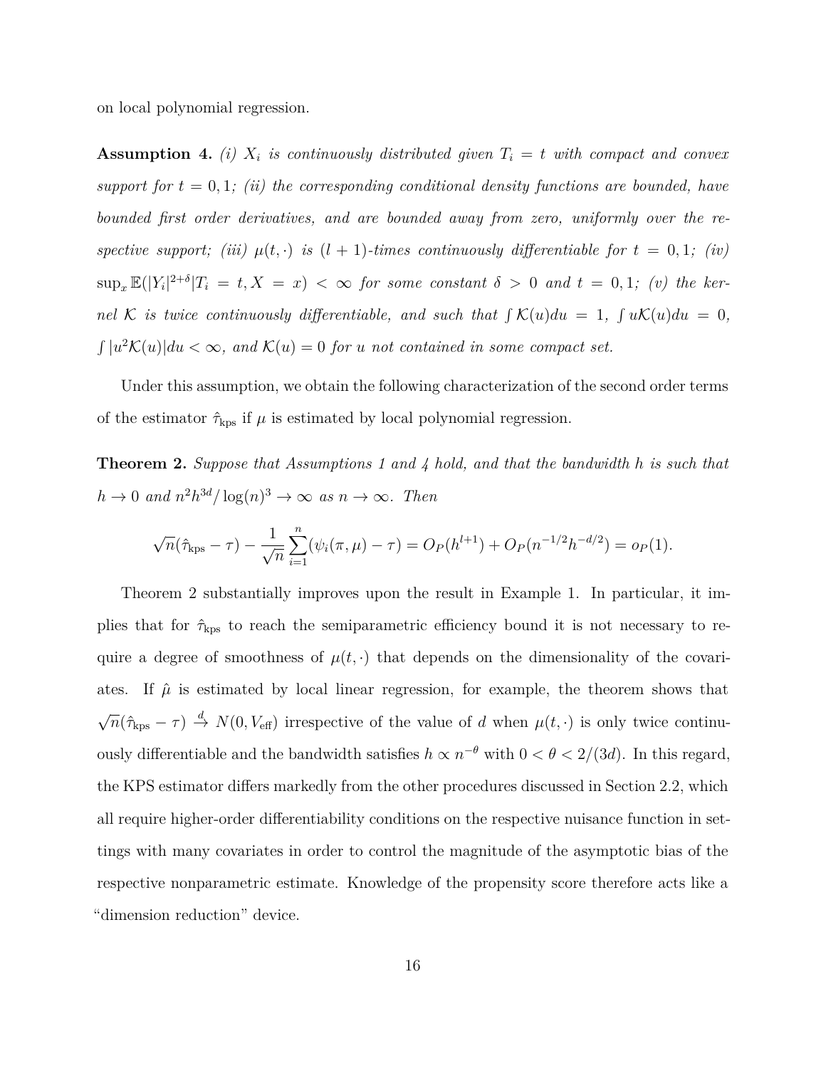on local polynomial regression.

**Assumption 4.** *(i) $X_i$ is continuously distributed given $T_i = t$ with compact and convex support for $t = 0, 1$; (ii) the corresponding conditional density functions are bounded, have bounded first order derivatives, and are bounded away from zero, uniformly over the respective support; (iii) $\mu(t, \cdot)$ is $(l + 1)$-times continuously differentiable for $t = 0, 1$; (iv) $\sup_x \mathbb{E}(|Y_i|^{2+\delta}|T_i = t, X = x) < \infty$ for some constant $\delta > 0$ and $t = 0, 1$; (v) the kernel $\mathcal{K}$ is twice continuously differentiable, and such that $\int \mathcal{K}(u)du = 1$, $\int u\mathcal{K}(u)du = 0$, $\int |u^2\mathcal{K}(u)|du < \infty$, and $\mathcal{K}(u) = 0$ for $u$ not contained in some compact set.*

Under this assumption, we obtain the following characterization of the second order terms of the estimator $\hat{\tau}_{\text{kps}}$ if $\mu$ is estimated by local polynomial regression.

**Theorem 2.** *Suppose that Assumptions 1 and 4 hold, and that the bandwidth $h$ is such that $h \to 0$ and $n^2h^{3d}/\log(n)^3 \to \infty$ as $n \to \infty$. Then*

$$\sqrt{n}(\hat{\tau}_{\text{kps}} - \tau) - \frac{1}{\sqrt{n}}\sum_{i=1}^{n}(\psi_i(\pi, \mu) - \tau) = O_P(h^{l+1}) + O_P(n^{-1/2}h^{-d/2}) = o_P(1).$$

Theorem 2 substantially improves upon the result in Example 1. In particular, it implies that for $\hat{\tau}_{\text{kps}}$ to reach the semiparametric efficiency bound it is not necessary to require a degree of smoothness of $\mu(t, \cdot)$ that depends on the dimensionality of the covariates. If $\hat{\mu}$ is estimated by local linear regression, for example, the theorem shows that $\sqrt{n}(\hat{\tau}_{\text{kps}} - \tau) \xrightarrow{d} N(0, V_{\text{eff}})$ irrespective of the value of $d$ when $\mu(t, \cdot)$ is only twice continuously differentiable and the bandwidth satisfies $h \propto n^{-\theta}$ with $0 < \theta < 2/(3d)$. In this regard, the KPS estimator differs markedly from the other procedures discussed in Section 2.2, which all require higher-order differentiability conditions on the respective nuisance function in settings with many covariates in order to control the magnitude of the asymptotic bias of the respective nonparametric estimate. Knowledge of the propensity score therefore acts like a "dimension reduction" device.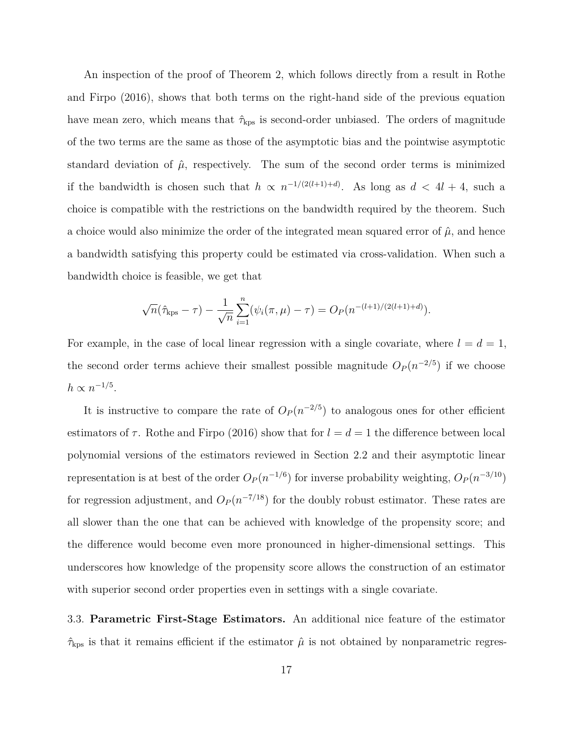An inspection of the proof of Theorem 2, which follows directly from a result in Rothe and Firpo (2016), shows that both terms on the right-hand side of the previous equation have mean zero, which means that $\hat{\tau}_{\text{kps}}$ is second-order unbiased. The orders of magnitude of the two terms are the same as those of the asymptotic bias and the pointwise asymptotic standard deviation of $\hat{\mu}$, respectively. The sum of the second order terms is minimized if the bandwidth is chosen such that $h \propto n^{-1/(2(l+1)+d)}$. As long as $d < 4l + 4$, such a choice is compatible with the restrictions on the bandwidth required by the theorem. Such a choice would also minimize the order of the integrated mean squared error of $\hat{\mu}$, and hence a bandwidth satisfying this property could be estimated via cross-validation. When such a bandwidth choice is feasible, we get that

$$\sqrt{n}(\hat{\tau}_{\text{kps}} - \tau) - \frac{1}{\sqrt{n}} \sum_{i=1}^{n} (\psi_i(\pi, \mu) - \tau) = O_P(n^{-(l+1)/(2(l+1)+d)}).$$

For example, in the case of local linear regression with a single covariate, where $l = d = 1$, the second order terms achieve their smallest possible magnitude $O_P(n^{-2/5})$ if we choose $h \propto n^{-1/5}$.

It is instructive to compare the rate of $O_P(n^{-2/5})$ to analogous ones for other efficient estimators of $\tau$. Rothe and Firpo (2016) show that for $l = d = 1$ the difference between local polynomial versions of the estimators reviewed in Section 2.2 and their asymptotic linear representation is at best of the order $O_P(n^{-1/6})$ for inverse probability weighting, $O_P(n^{-3/10})$ for regression adjustment, and $O_P(n^{-7/18})$ for the doubly robust estimator. These rates are all slower than the one that can be achieved with knowledge of the propensity score; and the difference would become even more pronounced in higher-dimensional settings. This underscores how knowledge of the propensity score allows the construction of an estimator with superior second order properties even in settings with a single covariate.

3.3. **Parametric First-Stage Estimators.** An additional nice feature of the estimator $\hat{\tau}_{\text{kps}}$ is that it remains efficient if the estimator $\hat{\mu}$ is not obtained by nonparametric regres-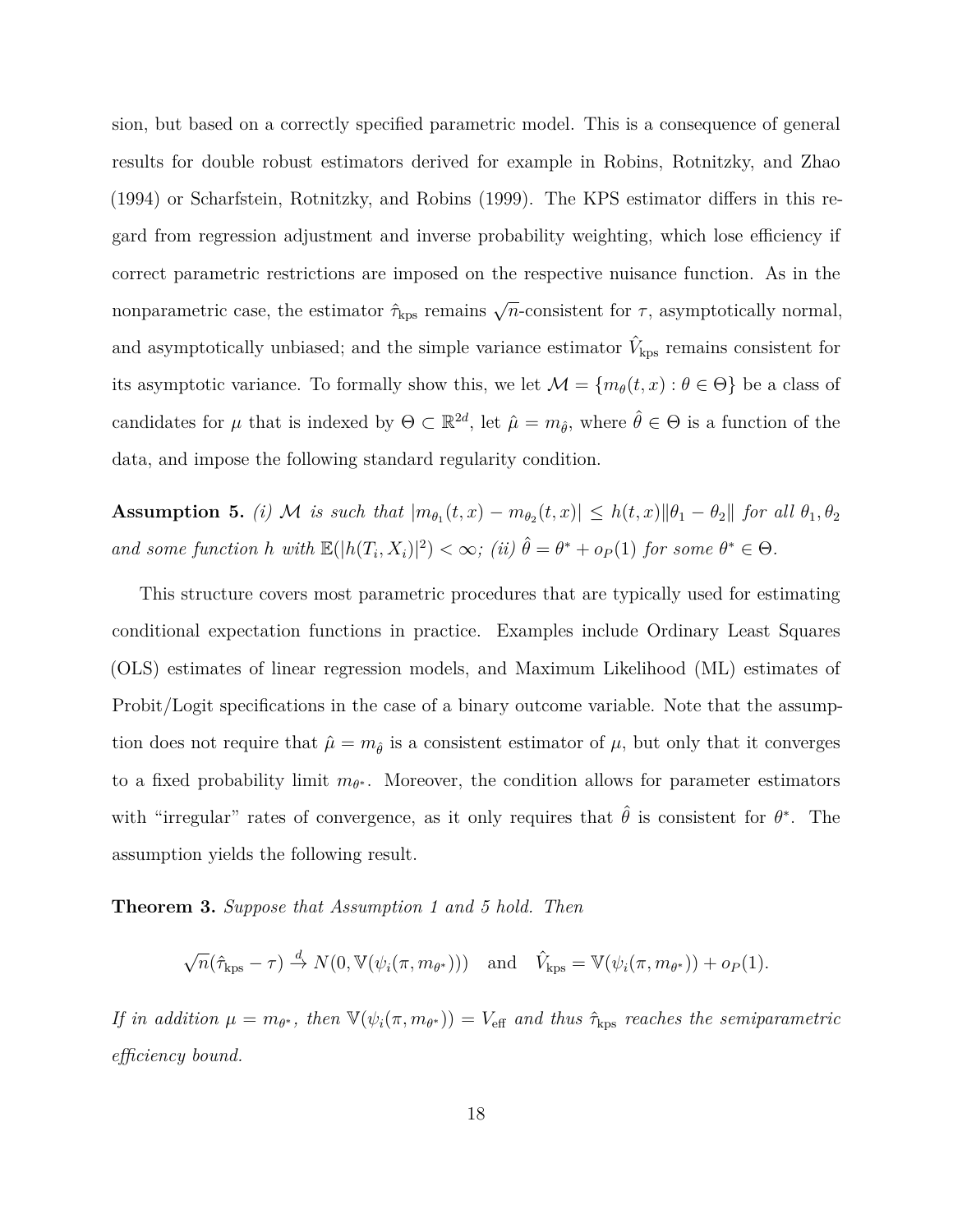sion, but based on a correctly specified parametric model. This is a consequence of general results for double robust estimators derived for example in Robins, Rotnitzky, and Zhao (1994) or Scharfstein, Rotnitzky, and Robins (1999). The KPS estimator differs in this regard from regression adjustment and inverse probability weighting, which lose efficiency if correct parametric restrictions are imposed on the respective nuisance function. As in the nonparametric case, the estimator $\hat{\tau}_{\text{kps}}$ remains $\sqrt{n}$-consistent for $\tau$, asymptotically normal, and asymptotically unbiased; and the simple variance estimator $\hat{V}_{\text{kps}}$ remains consistent for its asymptotic variance. To formally show this, we let $\mathcal{M} = \{m_\theta(t,x) : \theta \in \Theta\}$ be a class of candidates for $\mu$ that is indexed by $\Theta \subset \mathbb{R}^{2d}$, let $\hat{\mu} = m_{\hat{\theta}}$, where $\hat{\theta} \in \Theta$ is a function of the data, and impose the following standard regularity condition.

**Assumption 5.** *(i) $\mathcal{M}$ is such that $|m_{\theta_1}(t,x) - m_{\theta_2}(t,x)| \leq h(t,x)\|\theta_1 - \theta_2\|$ for all $\theta_1, \theta_2$ and some function $h$ with $\mathbb{E}(|h(T_i, X_i)|^2) < \infty$; (ii) $\hat{\theta} = \theta^* + o_P(1)$ for some $\theta^* \in \Theta$.*

This structure covers most parametric procedures that are typically used for estimating conditional expectation functions in practice. Examples include Ordinary Least Squares (OLS) estimates of linear regression models, and Maximum Likelihood (ML) estimates of Probit/Logit specifications in the case of a binary outcome variable. Note that the assumption does not require that $\hat{\mu} = m_{\hat{\theta}}$ is a consistent estimator of $\mu$, but only that it converges to a fixed probability limit $m_{\theta^*}$. Moreover, the condition allows for parameter estimators with "irregular" rates of convergence, as it only requires that $\hat{\theta}$ is consistent for $\theta^*$. The assumption yields the following result.

**Theorem 3.** *Suppose that Assumption 1 and 5 hold. Then*

$$\sqrt{n}(\hat{\tau}_{\text{kps}} - \tau) \xrightarrow{d} N(0, \mathbb{V}(\psi_i(\pi, m_{\theta^*}))) \quad \text{and} \quad \hat{V}_{\text{kps}} = \mathbb{V}(\psi_i(\pi, m_{\theta^*})) + o_P(1).$$

*If in addition $\mu = m_{\theta^*}$, then $\mathbb{V}(\psi_i(\pi, m_{\theta^*})) = V_{\text{eff}}$ and thus $\hat{\tau}_{\text{kps}}$ reaches the semiparametric efficiency bound.*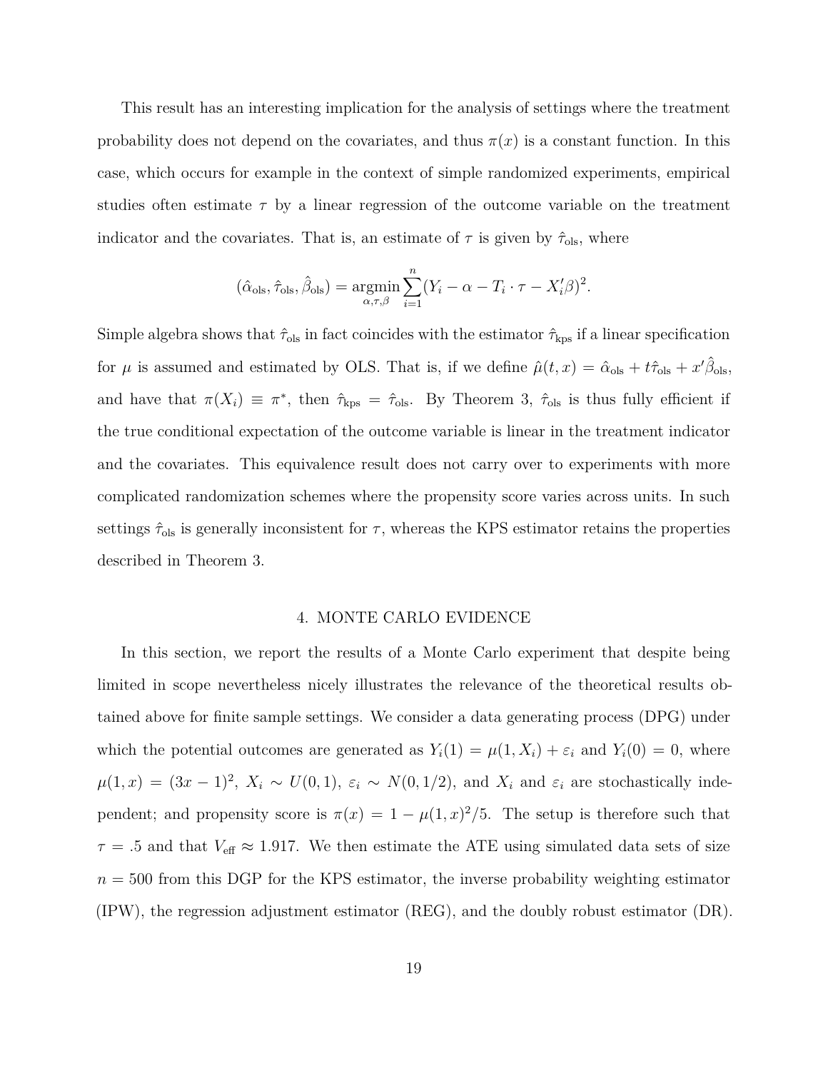This result has an interesting implication for the analysis of settings where the treatment probability does not depend on the covariates, and thus $\pi(x)$ is a constant function. In this case, which occurs for example in the context of simple randomized experiments, empirical studies often estimate $\tau$ by a linear regression of the outcome variable on the treatment indicator and the covariates. That is, an estimate of $\tau$ is given by $\hat{\tau}_{\text{ols}}$, where

$$(\hat{\alpha}_{\text{ols}}, \hat{\tau}_{\text{ols}}, \hat{\beta}_{\text{ols}}) = \underset{\alpha,\tau,\beta}{\operatorname{argmin}} \sum_{i=1}^{n} (Y_i - \alpha - T_i \cdot \tau - X_i'\beta)^2.$$

Simple algebra shows that $\hat{\tau}_{\text{ols}}$ in fact coincides with the estimator $\hat{\tau}_{\text{kps}}$ if a linear specification for $\mu$ is assumed and estimated by OLS. That is, if we define $\hat{\mu}(t, x) = \hat{\alpha}_{\text{ols}} + t\hat{\tau}_{\text{ols}} + x'\hat{\beta}_{\text{ols}}$, and have that $\pi(X_i) \equiv \pi^*$, then $\hat{\tau}_{\text{kps}} = \hat{\tau}_{\text{ols}}$. By Theorem 3, $\hat{\tau}_{\text{ols}}$ is thus fully efficient if the true conditional expectation of the outcome variable is linear in the treatment indicator and the covariates. This equivalence result does not carry over to experiments with more complicated randomization schemes where the propensity score varies across units. In such settings $\hat{\tau}_{\text{ols}}$ is generally inconsistent for $\tau$, whereas the KPS estimator retains the properties described in Theorem 3.

## 4. MONTE CARLO EVIDENCE

In this section, we report the results of a Monte Carlo experiment that despite being limited in scope nevertheless nicely illustrates the relevance of the theoretical results obtained above for finite sample settings. We consider a data generating process (DPG) under which the potential outcomes are generated as $Y_i(1) = \mu(1, X_i) + \varepsilon_i$ and $Y_i(0) = 0$, where $\mu(1, x) = (3x - 1)^2$, $X_i \sim U(0, 1)$, $\varepsilon_i \sim N(0, 1/2)$, and $X_i$ and $\varepsilon_i$ are stochastically independent; and propensity score is $\pi(x) = 1 - \mu(1, x)^2/5$. The setup is therefore such that $\tau = .5$ and that $V_{\text{eff}} \approx 1.917$. We then estimate the ATE using simulated data sets of size $n = 500$ from this DGP for the KPS estimator, the inverse probability weighting estimator (IPW), the regression adjustment estimator (REG), and the doubly robust estimator (DR).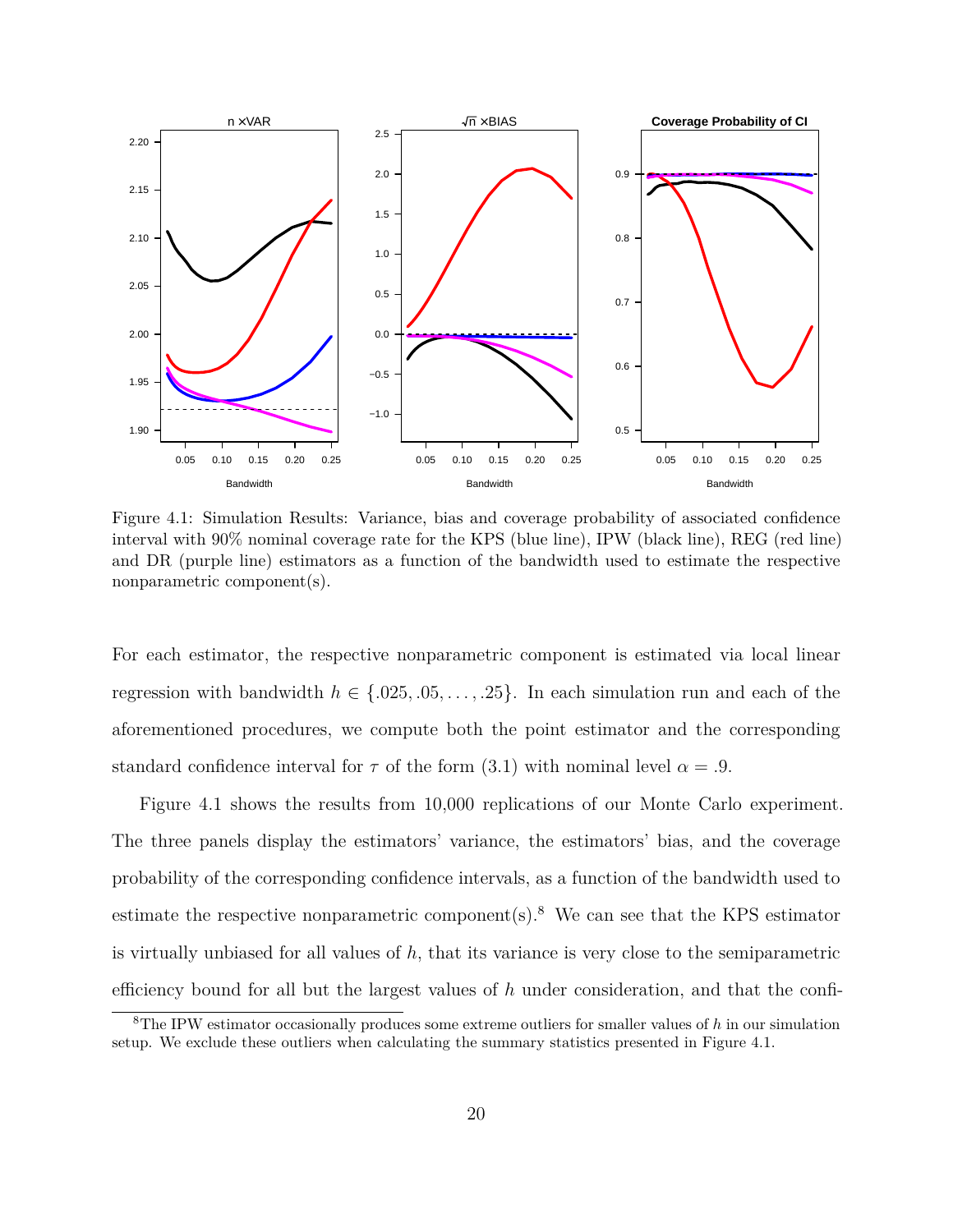Figure 4.1: Simulation Results: Variance, bias and coverage probability of associated confidence interval with 90% nominal coverage rate for the KPS (blue line), IPW (black line), REG (red line) and DR (purple line) estimators as a function of the bandwidth used to estimate the respective nonparametric component(s).

For each estimator, the respective nonparametric component is estimated via local linear regression with bandwidth $h \in \{.025, .05, \ldots, .25\}$. In each simulation run and each of the aforementioned procedures, we compute both the point estimator and the corresponding standard confidence interval for $\tau$ of the form (3.1) with nominal level $\alpha = .9$.

Figure 4.1 shows the results from 10,000 replications of our Monte Carlo experiment. The three panels display the estimators' variance, the estimators' bias, and the coverage probability of the corresponding confidence intervals, as a function of the bandwidth used to estimate the respective nonparametric component(s).[8] We can see that the KPS estimator is virtually unbiased for all values of $h$, that its variance is very close to the semiparametric efficiency bound for all but the largest values of $h$ under consideration, and that the confi-

[8] The IPW estimator occasionally produces some extreme outliers for smaller values of $h$ in our simulation setup. We exclude these outliers when calculating the summary statistics presented in Figure 4.1.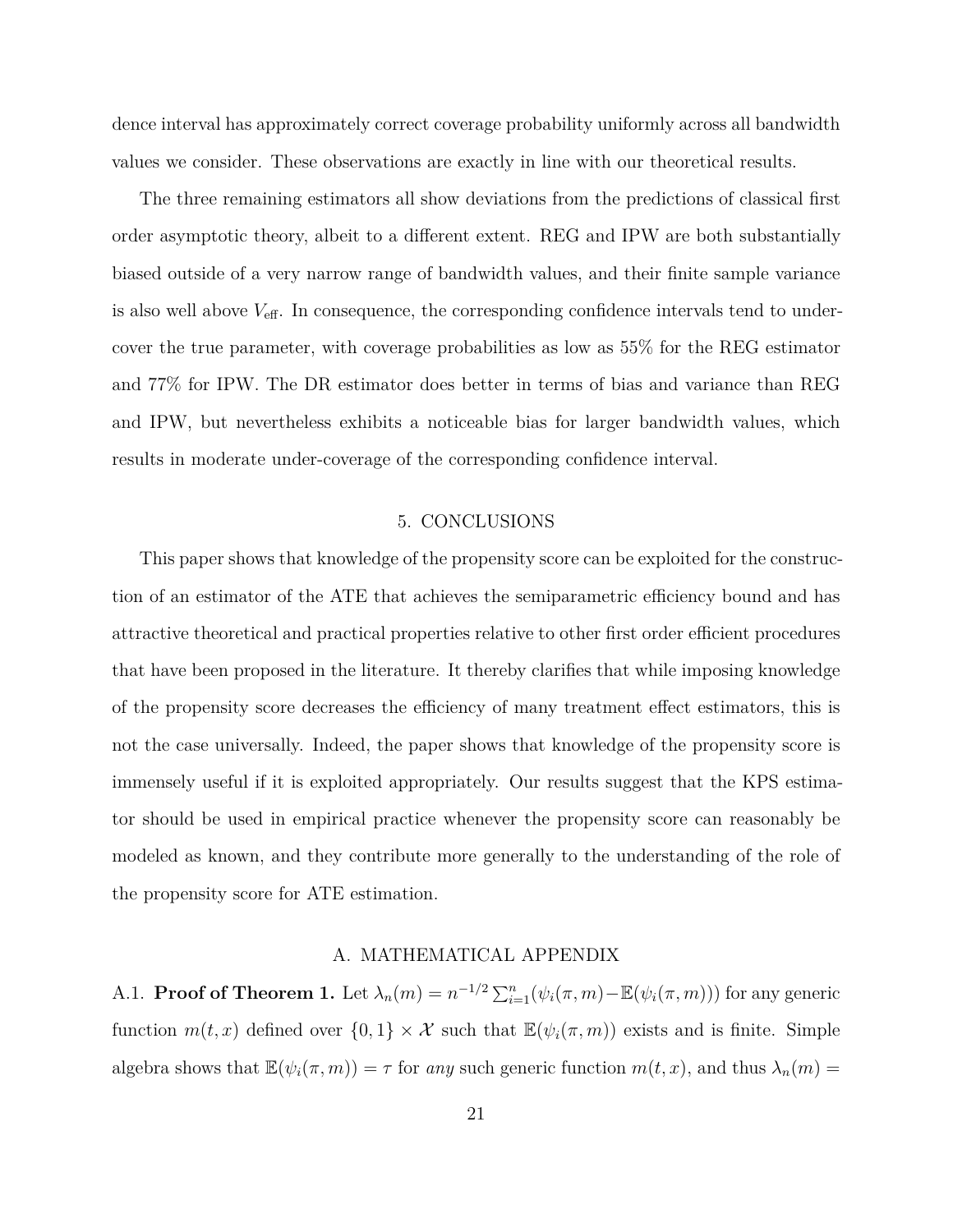dence interval has approximately correct coverage probability uniformly across all bandwidth values we consider. These observations are exactly in line with our theoretical results.

The three remaining estimators all show deviations from the predictions of classical first order asymptotic theory, albeit to a different extent. REG and IPW are both substantially biased outside of a very narrow range of bandwidth values, and their finite sample variance is also well above $V_{\text{eff}}$. In consequence, the corresponding confidence intervals tend to under-cover the true parameter, with coverage probabilities as low as 55% for the REG estimator and 77% for IPW. The DR estimator does better in terms of bias and variance than REG and IPW, but nevertheless exhibits a noticeable bias for larger bandwidth values, which results in moderate under-coverage of the corresponding confidence interval.

## 5. CONCLUSIONS

This paper shows that knowledge of the propensity score can be exploited for the construction of an estimator of the ATE that achieves the semiparametric efficiency bound and has attractive theoretical and practical properties relative to other first order efficient procedures that have been proposed in the literature. It thereby clarifies that while imposing knowledge of the propensity score decreases the efficiency of many treatment effect estimators, this is not the case universally. Indeed, the paper shows that knowledge of the propensity score is immensely useful if it is exploited appropriately. Our results suggest that the KPS estimator should be used in empirical practice whenever the propensity score can reasonably be modeled as known, and they contribute more generally to the understanding of the role of the propensity score for ATE estimation.

## A. MATHEMATICAL APPENDIX

A.1. **Proof of Theorem 1.** Let $\lambda_n(m) = n^{-1/2}\sum_{i=1}^n(\psi_i(\pi, m) - \mathbb{E}(\psi_i(\pi, m)))$ for any generic function $m(t, x)$ defined over $\{0, 1\} \times \mathcal{X}$ such that $\mathbb{E}(\psi_i(\pi, m))$ exists and is finite. Simple algebra shows that $\mathbb{E}(\psi_i(\pi, m)) = \tau$ for *any* such generic function $m(t, x)$, and thus $\lambda_n(m) =$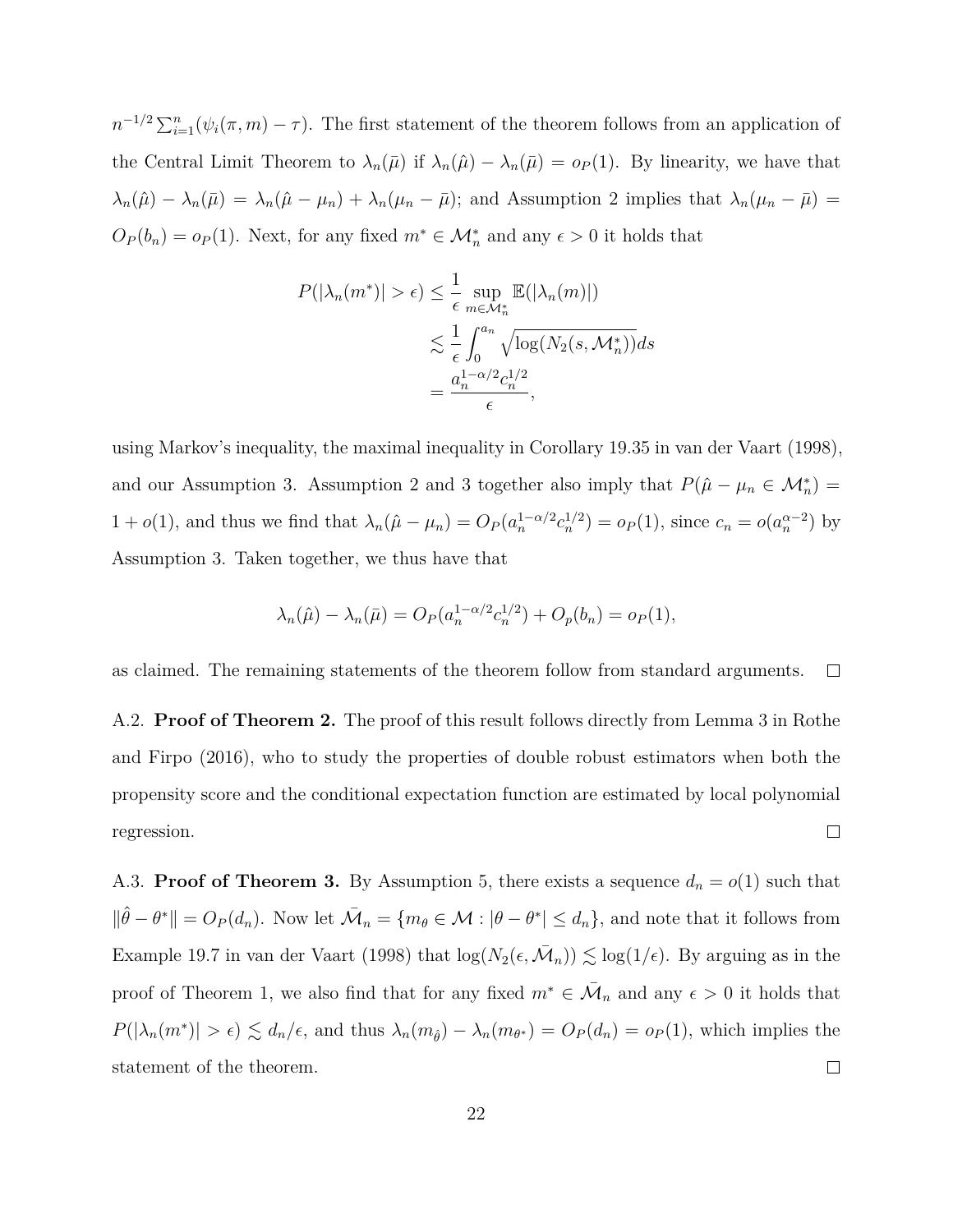$n^{-1/2}\sum_{i=1}^n(\psi_i(\pi, m) - \tau)$. The first statement of the theorem follows from an application of the Central Limit Theorem to $\lambda_n(\bar{\mu})$ if $\lambda_n(\hat{\mu}) - \lambda_n(\bar{\mu}) = o_P(1)$. By linearity, we have that $\lambda_n(\hat{\mu}) - \lambda_n(\bar{\mu}) = \lambda_n(\hat{\mu} - \mu_n) + \lambda_n(\mu_n - \bar{\mu})$; and Assumption 2 implies that $\lambda_n(\mu_n - \bar{\mu}) = O_P(b_n) = o_P(1)$. Next, for any fixed $m^* \in \mathcal{M}_n^*$ and any $\epsilon > 0$ it holds that

$$
\begin{aligned}
P(|\lambda_n(m^*)| > \epsilon) &\leq \frac{1}{\epsilon} \sup_{m \in \mathcal{M}_n^*} \mathbb{E}(|\lambda_n(m)|) \\
&\lesssim \frac{1}{\epsilon} \int_0^{a_n} \sqrt{\log(N_2(s, \mathcal{M}_n^*))} ds \\
&= \frac{a_n^{1-\alpha/2} c_n^{1/2}}{\epsilon},
\end{aligned}
$$

using Markov's inequality, the maximal inequality in Corollary 19.35 in van der Vaart (1998), and our Assumption 3. Assumption 2 and 3 together also imply that $P(\hat{\mu} - \mu_n \in \mathcal{M}_n^*) = 1 + o(1)$, and thus we find that $\lambda_n(\hat{\mu} - \mu_n) = O_P(a_n^{1-\alpha/2} c_n^{1/2}) = o_P(1)$, since $c_n = o(a_n^{\alpha - 2})$ by Assumption 3. Taken together, we thus have that

$$
\lambda_n(\hat{\mu}) - \lambda_n(\bar{\mu}) = O_P(a_n^{1-\alpha/2} c_n^{1/2}) + O_p(b_n) = o_P(1),
$$

as claimed. The remaining statements of the theorem follow from standard arguments. □

A.2. **Proof of Theorem 2.** The proof of this result follows directly from Lemma 3 in Rothe and Firpo (2016), who to study the properties of double robust estimators when both the propensity score and the conditional expectation function are estimated by local polynomial regression. □

A.3. **Proof of Theorem 3.** By Assumption 5, there exists a sequence $d_n = o(1)$ such that $\|\hat{\theta} - \theta^*\| = O_P(d_n)$. Now let $\bar{\mathcal{M}}_n = \{m_\theta \in \mathcal{M} : |\theta - \theta^*| \leq d_n\}$, and note that it follows from Example 19.7 in van der Vaart (1998) that $\log(N_2(\epsilon, \bar{\mathcal{M}}_n)) \lesssim \log(1/\epsilon)$. By arguing as in the proof of Theorem 1, we also find that for any fixed $m^* \in \bar{\mathcal{M}}_n$ and any $\epsilon > 0$ it holds that $P(|\lambda_n(m^*)| > \epsilon) \lesssim d_n/\epsilon$, and thus $\lambda_n(m_{\hat{\theta}}) - \lambda_n(m_{\theta^*}) = O_P(d_n) = o_P(1)$, which implies the statement of the theorem. □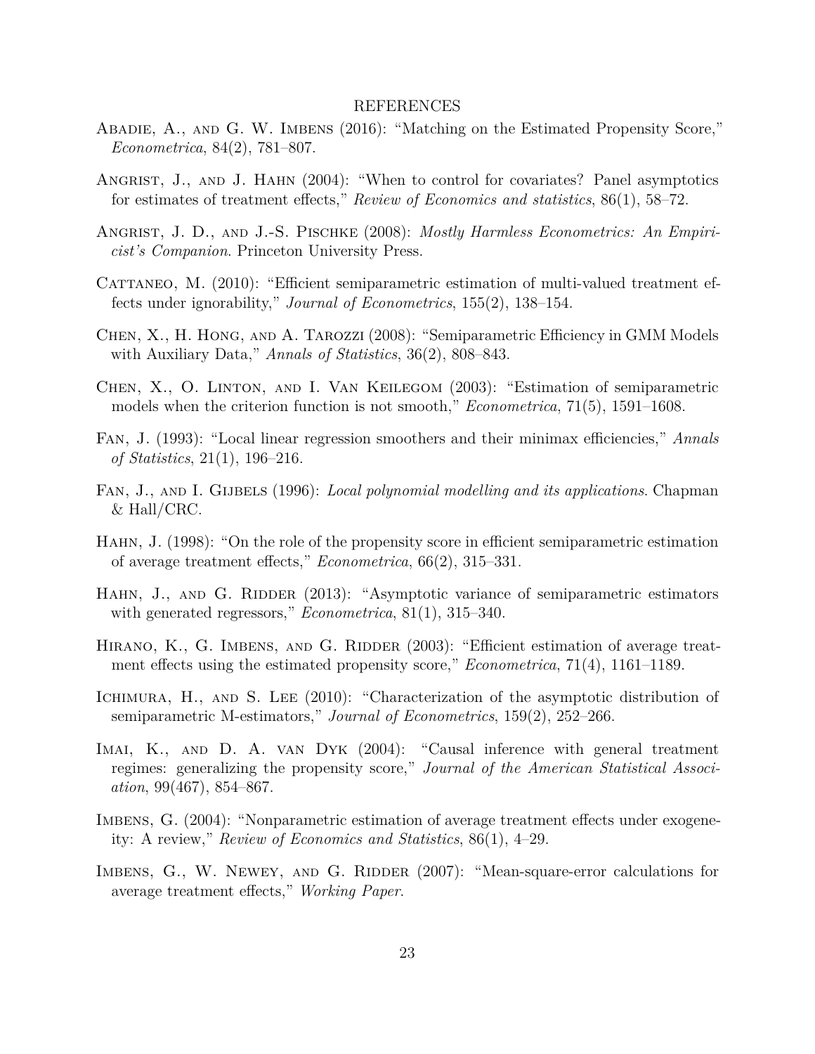# REFERENCES

Abadie, A., and G. W. Imbens (2016): "Matching on the Estimated Propensity Score," *Econometrica*, 84(2), 781–807.

Angrist, J., and J. Hahn (2004): "When to control for covariates? Panel asymptotics for estimates of treatment effects," *Review of Economics and statistics*, 86(1), 58–72.

Angrist, J. D., and J.-S. Pischke (2008): *Mostly Harmless Econometrics: An Empiricist's Companion*. Princeton University Press.

Cattaneo, M. (2010): "Efficient semiparametric estimation of multi-valued treatment effects under ignorability," *Journal of Econometrics*, 155(2), 138–154.

Chen, X., H. Hong, and A. Tarozzi (2008): "Semiparametric Efficiency in GMM Models with Auxiliary Data," *Annals of Statistics*, 36(2), 808–843.

Chen, X., O. Linton, and I. Van Keilegom (2003): "Estimation of semiparametric models when the criterion function is not smooth," *Econometrica*, 71(5), 1591–1608.

Fan, J. (1993): "Local linear regression smoothers and their minimax efficiencies," *Annals of Statistics*, 21(1), 196–216.

Fan, J., and I. Gijbels (1996): *Local polynomial modelling and its applications*. Chapman & Hall/CRC.

Hahn, J. (1998): "On the role of the propensity score in efficient semiparametric estimation of average treatment effects," *Econometrica*, 66(2), 315–331.

Hahn, J., and G. Ridder (2013): "Asymptotic variance of semiparametric estimators with generated regressors," *Econometrica*, 81(1), 315–340.

Hirano, K., G. Imbens, and G. Ridder (2003): "Efficient estimation of average treatment effects using the estimated propensity score," *Econometrica*, 71(4), 1161–1189.

Ichimura, H., and S. Lee (2010): "Characterization of the asymptotic distribution of semiparametric M-estimators," *Journal of Econometrics*, 159(2), 252–266.

Imai, K., and D. A. van Dyk (2004): "Causal inference with general treatment regimes: generalizing the propensity score," *Journal of the American Statistical Association*, 99(467), 854–867.

Imbens, G. (2004): "Nonparametric estimation of average treatment effects under exogeneity: A review," *Review of Economics and Statistics*, 86(1), 4–29.

Imbens, G., W. Newey, and G. Ridder (2007): "Mean-square-error calculations for average treatment effects," *Working Paper*.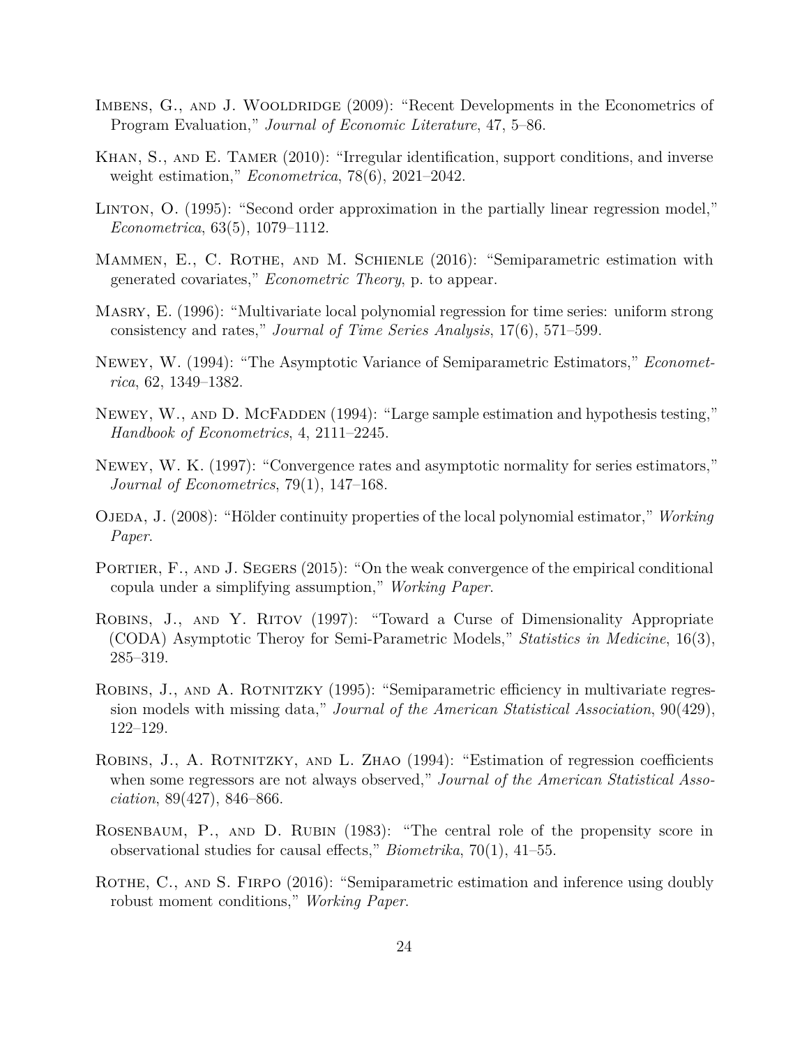Imbens, G., and J. Wooldridge (2009): "Recent Developments in the Econometrics of Program Evaluation," *Journal of Economic Literature*, 47, 5–86.

Khan, S., and E. Tamer (2010): "Irregular identification, support conditions, and inverse weight estimation," *Econometrica*, 78(6), 2021–2042.

Linton, O. (1995): "Second order approximation in the partially linear regression model," *Econometrica*, 63(5), 1079–1112.

Mammen, E., C. Rothe, and M. Schienle (2016): "Semiparametric estimation with generated covariates," *Econometric Theory*, p. to appear.

Masry, E. (1996): "Multivariate local polynomial regression for time series: uniform strong consistency and rates," *Journal of Time Series Analysis*, 17(6), 571–599.

Newey, W. (1994): "The Asymptotic Variance of Semiparametric Estimators," *Econometrica*, 62, 1349–1382.

Newey, W., and D. McFadden (1994): "Large sample estimation and hypothesis testing," *Handbook of Econometrics*, 4, 2111–2245.

Newey, W. K. (1997): "Convergence rates and asymptotic normality for series estimators," *Journal of Econometrics*, 79(1), 147–168.

Ojeda, J. (2008): "Hölder continuity properties of the local polynomial estimator," *Working Paper*.

Portier, F., and J. Segers (2015): "On the weak convergence of the empirical conditional copula under a simplifying assumption," *Working Paper*.

Robins, J., and Y. Ritov (1997): "Toward a Curse of Dimensionality Appropriate (CODA) Asymptotic Theroy for Semi-Parametric Models," *Statistics in Medicine*, 16(3), 285–319.

Robins, J., and A. Rotnitzky (1995): "Semiparametric efficiency in multivariate regression models with missing data," *Journal of the American Statistical Association*, 90(429), 122–129.

Robins, J., A. Rotnitzky, and L. Zhao (1994): "Estimation of regression coefficients when some regressors are not always observed," *Journal of the American Statistical Association*, 89(427), 846–866.

Rosenbaum, P., and D. Rubin (1983): "The central role of the propensity score in observational studies for causal effects," *Biometrika*, 70(1), 41–55.

Rothe, C., and S. Firpo (2016): "Semiparametric estimation and inference using doubly robust moment conditions," *Working Paper*.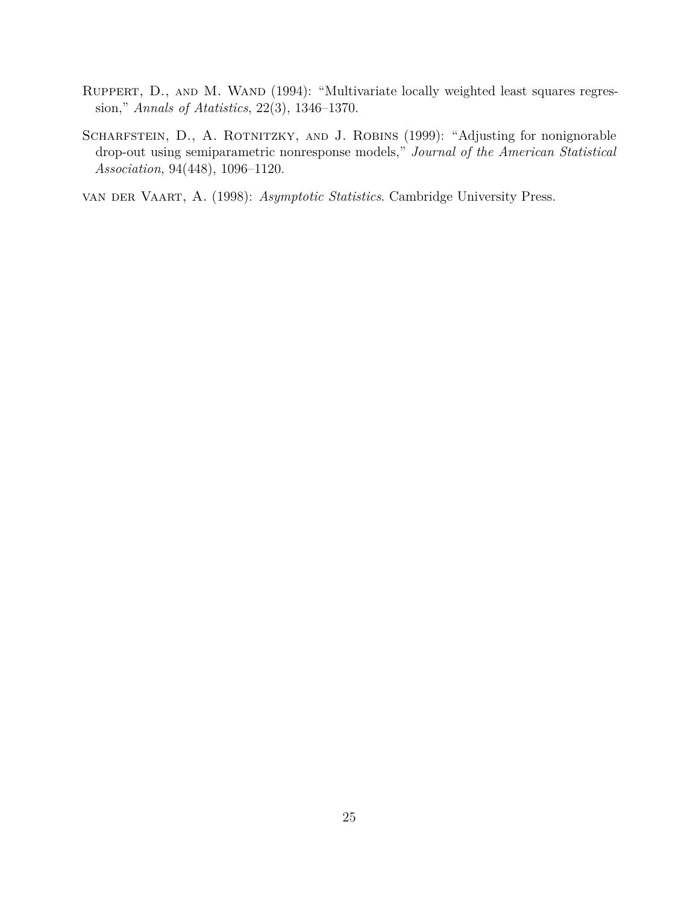Ruppert, D., and M. Wand (1994): "Multivariate locally weighted least squares regression," *Annals of Atatistics*, 22(3), 1346–1370.

Scharfstein, D., A. Rotnitzky, and J. Robins (1999): "Adjusting for nonignorable drop-out using semiparametric nonresponse models," *Journal of the American Statistical Association*, 94(448), 1096–1120.

van der Vaart, A. (1998): *Asymptotic Statistics*. Cambridge University Press.